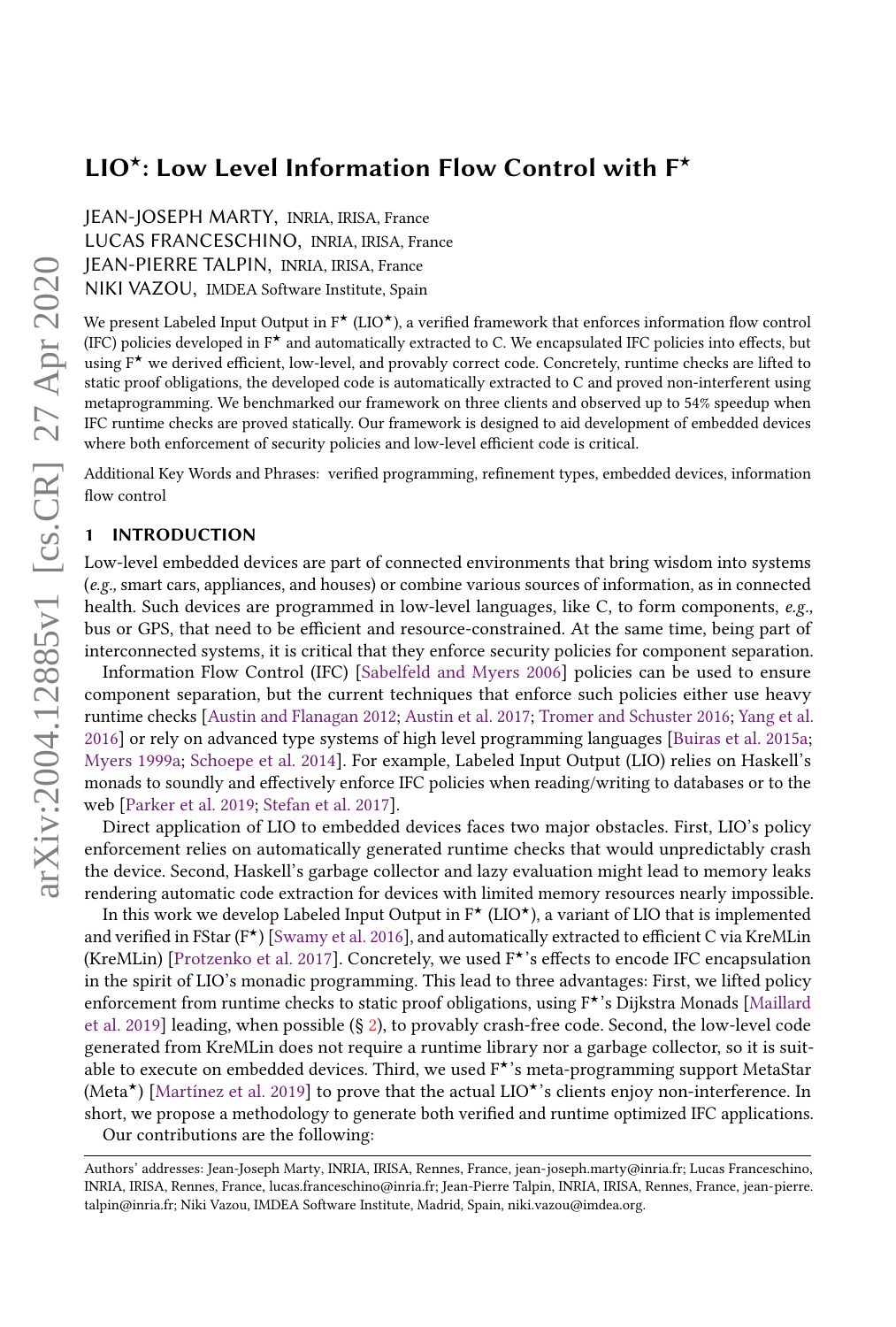# LIO$^\star$: Low Level Information Flow Control with F$^\star$

JEAN-JOSEPH MARTY, INRIA, IRISA, France
LUCAS FRANCESCHINO, INRIA, IRISA, France
JEAN-PIERRE TALPIN, INRIA, IRISA, France
NIKI VAZOU, IMDEA Software Institute, Spain

We present Labeled Input Output in F$^\star$ (LIO$^\star$), a verified framework that enforces information flow control (IFC) policies developed in F$^\star$ and automatically extracted to C. We encapsulated IFC policies into effects, but using F$^\star$ we derived efficient, low-level, and provably correct code. Concretely, runtime checks are lifted to static proof obligations, the developed code is automatically extracted to C and proved non-interferent using metaprogramming. We benchmarked our framework on three clients and observed up to 54% speedup when IFC runtime checks are proved statically. Our framework is designed to aid development of embedded devices where both enforcement of security policies and low-level efficient code is critical.

Additional Key Words and Phrases: verified programming, refinement types, embedded devices, information flow control

## 1 INTRODUCTION

Low-level embedded devices are part of connected environments that bring wisdom into systems (*e.g.,* smart cars, appliances, and houses) or combine various sources of information, as in connected health. Such devices are programmed in low-level languages, like C, to form components, *e.g.,* bus or GPS, that need to be efficient and resource-constrained. At the same time, being part of interconnected systems, it is critical that they enforce security policies for component separation.

Information Flow Control (IFC) [Sabelfeld and Myers 2006] policies can be used to ensure component separation, but the current techniques that enforce such policies either use heavy runtime checks [Austin and Flanagan 2012; Austin et al. 2017; Tromer and Schuster 2016; Yang et al. 2016] or rely on advanced type systems of high level programming languages [Buiras et al. 2015a; Myers 1999a; Schoepe et al. 2014]. For example, Labeled Input Output (LIO) relies on Haskell's monads to soundly and effectively enforce IFC policies when reading/writing to databases or to the web [Parker et al. 2019; Stefan et al. 2017].

Direct application of LIO to embedded devices faces two major obstacles. First, LIO's policy enforcement relies on automatically generated runtime checks that would unpredictably crash the device. Second, Haskell's garbage collector and lazy evaluation might lead to memory leaks rendering automatic code extraction for devices with limited memory resources nearly impossible.

In this work we develop Labeled Input Output in F$^\star$ (LIO$^\star$), a variant of LIO that is implemented and verified in FStar (F$^\star$) [Swamy et al. 2016], and automatically extracted to efficient C via KreMLin (KreMLin) [Protzenko et al. 2017]. Concretely, we used F$^\star$'s effects to encode IFC encapsulation in the spirit of LIO's monadic programming. This lead to three advantages: First, we lifted policy enforcement from runtime checks to static proof obligations, using F$^\star$'s Dijkstra Monads [Maillard et al. 2019] leading, when possible (§ 2), to provably crash-free code. Second, the low-level code generated from KreMLin does not require a runtime library nor a garbage collector, so it is suitable to execute on embedded devices. Third, we used F$^\star$'s meta-programming support MetaStar (Meta$^\star$) [Martínez et al. 2019] to prove that the actual LIO$^\star$'s clients enjoy non-interference. In short, we propose a methodology to generate both verified and runtime optimized IFC applications.

Our contributions are the following:

Authors' addresses: Jean-Joseph Marty, INRIA, IRISA, Rennes, France, jean-joseph.marty@inria.fr; Lucas Franceschino, INRIA, IRISA, Rennes, France, lucas.franceschino@inria.fr; Jean-Pierre Talpin, INRIA, IRISA, Rennes, France, jean-pierre.talpin@inria.fr; Niki Vazou, IMDEA Software Institute, Madrid, Spain, niki.vazou@imdea.org.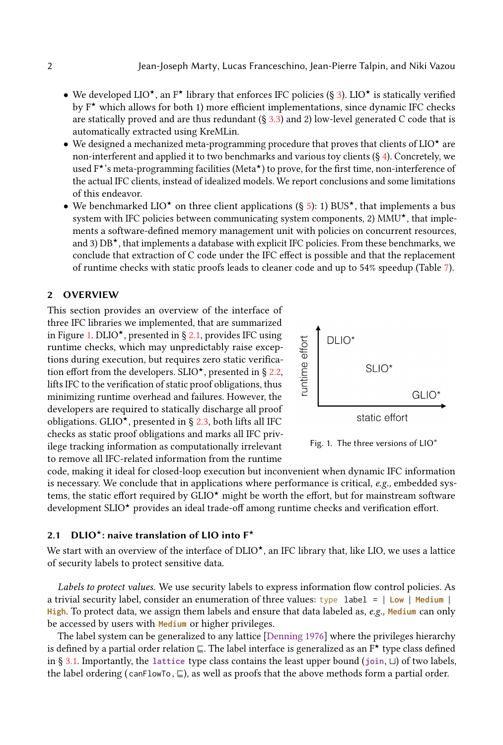- We developed LIO⋆, an F⋆ library that enforces IFC policies (§ 3). LIO⋆ is statically verified by F⋆ which allows for both 1) more efficient implementations, since dynamic IFC checks are statically proved and are thus redundant (§ 3.3) and 2) low-level generated C code that is automatically extracted using KreMLin.
- We designed a mechanized meta-programming procedure that proves that clients of LIO⋆ are non-interferent and applied it to two benchmarks and various toy clients (§ 4). Concretely, we used F⋆'s meta-programming facilities (Meta⋆) to prove, for the first time, non-interference of the actual IFC clients, instead of idealized models. We report conclusions and some limitations of this endeavor.
- We benchmarked LIO⋆ on three client applications (§ 5): 1) BUS⋆, that implements a bus system with IFC policies between communicating system components, 2) MMU⋆, that implements a software-defined memory management unit with policies on concurrent resources, and 3) DB⋆, that implements a database with explicit IFC policies. From these benchmarks, we conclude that extraction of C code under the IFC effect is possible and that the replacement of runtime checks with static proofs leads to cleaner code and up to 54% speedup (Table 7).

## 2 OVERVIEW

This section provides an overview of the interface of three IFC libraries we implemented, that are summarized in Figure 1. DLIO⋆, presented in § 2.1, provides IFC using runtime checks, which may unpredictably raise exceptions during execution, but requires zero static verification effort from the developers. SLIO⋆, presented in § 2.2, lifts IFC to the verification of static proof obligations, thus minimizing runtime overhead and failures. However, the developers are required to statically discharge all proof obligations. GLIO⋆, presented in § 2.3, both lifts all IFC checks as static proof obligations and marks all IFC privilege tracking information as computationally irrelevant to remove all IFC-related information from the runtime code, making it ideal for closed-loop execution but inconvenient when dynamic IFC information is necessary. We conclude that in applications where performance is critical, *e.g.,* embedded systems, the static effort required by GLIO⋆ might be worth the effort, but for mainstream software development SLIO⋆ provides an ideal trade-off among runtime checks and verification effort.

Fig. 1. The three versions of LIO⋆

### 2.1 DLIO⋆: naive translation of LIO into F⋆

We start with an overview of the interface of DLIO⋆, an IFC library that, like LIO, we uses a lattice of security labels to protect sensitive data.

*Labels to protect values.* We use security labels to express information flow control policies. As a trivial security label, consider an enumeration of three values: `type label = | Low | Medium | High`. To protect data, we assign them labels and ensure that data labeled as, *e.g.,* `Medium` can only be accessed by users with `Medium` or higher privileges.

The label system can be generalized to any lattice [Denning 1976] where the privileges hierarchy is defined by a partial order relation $\sqsubseteq$. The label interface is generalized as an F⋆ type class defined in § 3.1. Importantly, the `lattice` type class contains the least upper bound (`join`, $\sqcup$) of two labels, the label ordering (`canFlowTo`, $\sqsubseteq$), as well as proofs that the above methods form a partial order.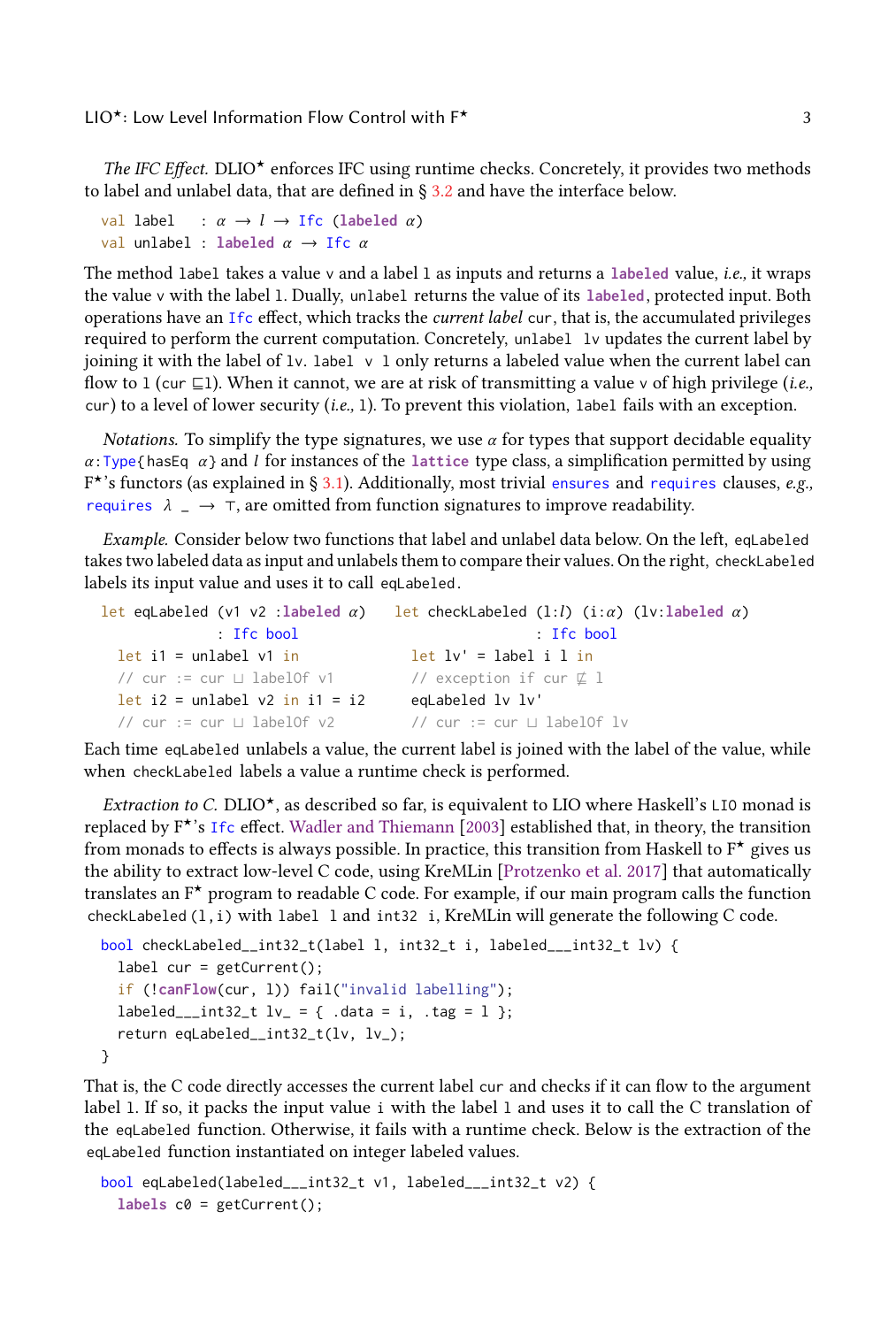*The IFC Effect.* DLIO⋆ enforces IFC using runtime checks. Concretely, it provides two methods to label and unlabel data, that are defined in § 3.2 and have the interface below.

```
val label   : α → l → Ifc (labeled α)
val unlabel : labeled α → Ifc α
```

The method `label` takes a value `v` and a label `l` as inputs and returns a **labeled** value, *i.e.,* it wraps the value `v` with the label `l`. Dually, `unlabel` returns the value of its **labeled**, protected input. Both operations have an `Ifc` effect, which tracks the *current label* `cur`, that is, the accumulated privileges required to perform the current computation. Concretely, `unlabel lv` updates the current label by joining it with the label of `lv`. `label v l` only returns a labeled value when the current label can flow to `l` (`cur` ⊑`l`). When it cannot, we are at risk of transmitting a value `v` of high privilege (*i.e.,* `cur`) to a level of lower security (*i.e.,* `l`). To prevent this violation, `label` fails with an exception.

*Notations.* To simplify the type signatures, we use $\alpha$ for types that support decidable equality $\alpha$:`Type{hasEq` $\alpha$`}` and $l$ for instances of the **lattice** type class, a simplification permitted by using F⋆'s functors (as explained in § 3.1). Additionally, most trivial `ensures` and `requires` clauses, *e.g.,* `requires` $\lambda$ `_` $\rightarrow$ $\top$, are omitted from function signatures to improve readability.

*Example.* Consider below two functions that label and unlabel data below. On the left, `eqLabeled` takes two labeled data as input and unlabels them to compare their values. On the right, `checkLabeled` labels its input value and uses it to call `eqLabeled`.

```
let eqLabeled (v1 v2 :labeled α)
              : Ifc bool
  let i1 = unlabel v1 in
  // cur := cur ⊔ labelOf v1
  let i2 = unlabel v2 in i1 = i2
  // cur := cur ⊔ labelOf v2
```

```
let checkLabeled (l:l) (i:α) (lv:labeled α)
                         : Ifc bool
  let lv' = label i l in
  // exception if cur ⋢ l
  eqLabeled lv lv'
  // cur := cur ⊔ labelOf lv
```

Each time `eqLabeled` unlabels a value, the current label is joined with the label of the value, while when `checkLabeled` labels a value a runtime check is performed.

*Extraction to C.* DLIO⋆, as described so far, is equivalent to LIO where Haskell's `LIO` monad is replaced by F⋆'s `Ifc` effect. Wadler and Thiemann [2003] established that, in theory, the transition from monads to effects is always possible. In practice, this transition from Haskell to F⋆ gives us the ability to extract low-level C code, using KreMLin [Protzenko et al. 2017] that automatically translates an F⋆ program to readable C code. For example, if our main program calls the function `checkLabeled(l,i)` with `label l` and `int32 i`, KreMLin will generate the following C code.

```
bool checkLabeled__int32_t(label l, int32_t i, labeled___int32_t lv) {
  label cur = getCurrent();
  if (!canFlow(cur, l)) fail("invalid labelling");
  labeled___int32_t lv_ = { .data = i, .tag = l };
  return eqLabeled__int32_t(lv, lv_);
}
```

That is, the C code directly accesses the current label `cur` and checks if it can flow to the argument label `l`. If so, it packs the input value `i` with the label `l` and uses it to call the C translation of the `eqLabeled` function. Otherwise, it fails with a runtime check. Below is the extraction of the `eqLabeled` function instantiated on integer labeled values.

```
bool eqLabeled(labeled___int32_t v1, labeled___int32_t v2) {
  labels c0 = getCurrent();
```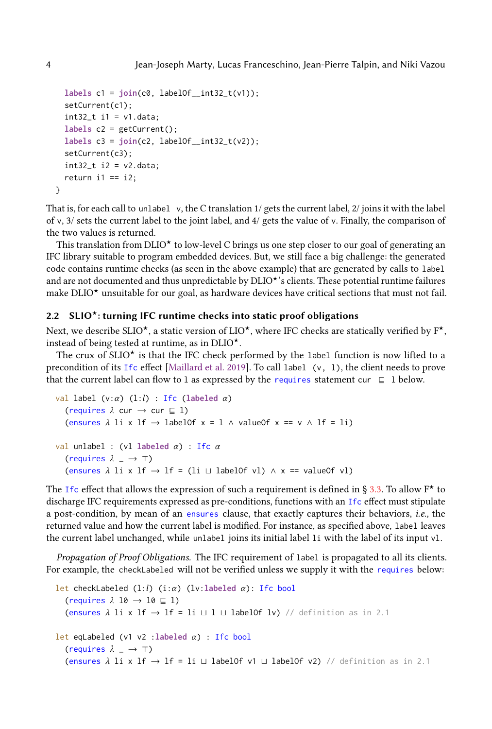```
  labels c1 = join(c0, labelOf__int32_t(v1));
  setCurrent(c1);
  int32_t i1 = v1.data;
  labels c2 = getCurrent();
  labels c3 = join(c2, labelOf__int32_t(v2));
  setCurrent(c3);
  int32_t i2 = v2.data;
  return i1 == i2;
}
```

That is, for each call to `unlabel v`, the C translation 1/ gets the current label, 2/ joins it with the label of `v`, 3/ sets the current label to the joint label, and 4/ gets the value of `v`. Finally, the comparison of the two values is returned.

This translation from DLIO⋆ to low-level C brings us one step closer to our goal of generating an IFC library suitable to program embedded devices. But, we still face a big challenge: the generated code contains runtime checks (as seen in the above example) that are generated by calls to `label` and are not documented and thus unpredictable by DLIO⋆'s clients. These potential runtime failures make DLIO⋆ unsuitable for our goal, as hardware devices have critical sections that must not fail.

## 2.2 SLIO⋆: turning IFC runtime checks into static proof obligations

Next, we describe SLIO⋆, a static version of LIO⋆, where IFC checks are statically verified by F⋆, instead of being tested at runtime, as in DLIO⋆.

The crux of SLIO⋆ is that the IFC check performed by the `label` function is now lifted to a precondition of its `Ifc` effect [Maillard et al. 2019]. To call `label (v, l)`, the client needs to prove that the current label can flow to `l` as expressed by the `requires` statement `cur ⊑ l` below.

```
val label (v:α) (l:l) : Ifc (labeled α)
  (requires λ cur → cur ⊑ l)
  (ensures λ li x lf → labelOf x = l ∧ valueOf x == v ∧ lf = li)

val unlabel : (vl labeled α) : Ifc α
  (requires λ _ → ⊤)
  (ensures λ li x lf → lf = (li ⊔ labelOf vl) ∧ x == valueOf vl)
```

The `Ifc` effect that allows the expression of such a requirement is defined in § 3.3. To allow F⋆ to discharge IFC requirements expressed as pre-conditions, functions with an `Ifc` effect must stipulate a post-condition, by mean of an `ensures` clause, that exactly captures their behaviors, *i.e.,* the returned value and how the current label is modified. For instance, as specified above, `label` leaves the current label unchanged, while `unlabel` joins its initial label `li` with the label of its input `vl`.

*Propagation of Proof Obligations.* The IFC requirement of `label` is propagated to all its clients. For example, the `checkLabeled` will not be verified unless we supply it with the `requires` below:

```
let checkLabeled (l:l) (i:α) (lv:labeled α): Ifc bool
  (requires λ l0 → l0 ⊑ l)
  (ensures λ li x lf → lf = li ⊔ l ⊔ labelOf lv) // definition as in 2.1

let eqLabeled (v1 v2 :labeled α) : Ifc bool
  (requires λ _ → ⊤)
  (ensures λ li x lf → lf = li ⊔ labelOf v1 ⊔ labelOf v2) // definition as in 2.1
```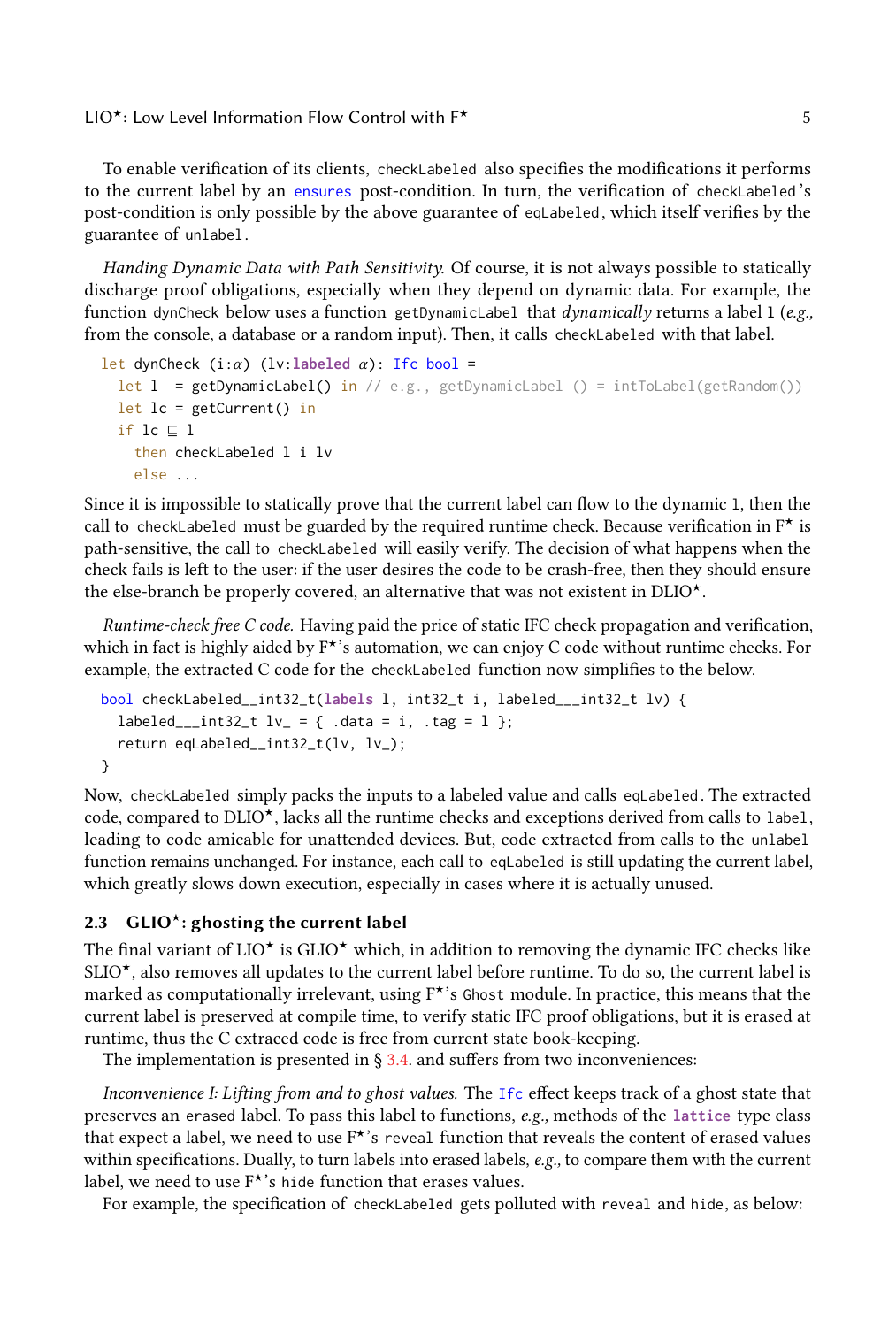To enable verification of its clients, `checkLabeled` also specifies the modifications it performs to the current label by an `ensures` post-condition. In turn, the verification of `checkLabeled`'s post-condition is only possible by the above guarantee of `eqLabeled`, which itself verifies by the guarantee of `unlabel`.

*Handing Dynamic Data with Path Sensitivity.* Of course, it is not always possible to statically discharge proof obligations, especially when they depend on dynamic data. For example, the function `dynCheck` below uses a function `getDynamicLabel` that *dynamically* returns a label `l` (*e.g.,* from the console, a database or a random input). Then, it calls `checkLabeled` with that label.

```
let dynCheck (i:α) (lv:labeled α): Ifc bool =
  let l  = getDynamicLabel() in // e.g., getDynamicLabel () = intToLabel(getRandom())
  let lc = getCurrent() in
  if lc ⊑ l
    then checkLabeled l i lv
    else ...
```

Since it is impossible to statically prove that the current label can flow to the dynamic `l`, then the call to `checkLabeled` must be guarded by the required runtime check. Because verification in F⋆ is path-sensitive, the call to `checkLabeled` will easily verify. The decision of what happens when the check fails is left to the user: if the user desires the code to be crash-free, then they should ensure the else-branch be properly covered, an alternative that was not existent in DLIO⋆.

*Runtime-check free C code.* Having paid the price of static IFC check propagation and verification, which in fact is highly aided by F⋆'s automation, we can enjoy C code without runtime checks. For example, the extracted C code for the `checkLabeled` function now simplifies to the below.

```
bool checkLabeled__int32_t(labels l, int32_t i, labeled___int32_t lv) {
  labeled___int32_t lv_ = { .data = i, .tag = l };
  return eqLabeled__int32_t(lv, lv_);
}
```

Now, `checkLabeled` simply packs the inputs to a labeled value and calls `eqLabeled`. The extracted code, compared to DLIO⋆, lacks all the runtime checks and exceptions derived from calls to `label`, leading to code amicable for unattended devices. But, code extracted from calls to the `unlabel` function remains unchanged. For instance, each call to `eqLabeled` is still updating the current label, which greatly slows down execution, especially in cases where it is actually unused.

### 2.3 GLIO⋆: ghosting the current label

The final variant of LIO⋆ is GLIO⋆ which, in addition to removing the dynamic IFC checks like SLIO⋆, also removes all updates to the current label before runtime. To do so, the current label is marked as computationally irrelevant, using F⋆'s `Ghost` module. In practice, this means that the current label is preserved at compile time, to verify static IFC proof obligations, but it is erased at runtime, thus the C extraced code is free from current state book-keeping.

The implementation is presented in § 3.4. and suffers from two inconveniences:

*Inconvenience I: Lifting from and to ghost values.* The `Ifc` effect keeps track of a ghost state that preserves an `erased` label. To pass this label to functions, *e.g.,* methods of the `lattice` type class that expect a label, we need to use F⋆'s `reveal` function that reveals the content of erased values within specifications. Dually, to turn labels into erased labels, *e.g.,* to compare them with the current label, we need to use F⋆'s `hide` function that erases values.

For example, the specification of `checkLabeled` gets polluted with `reveal` and `hide`, as below: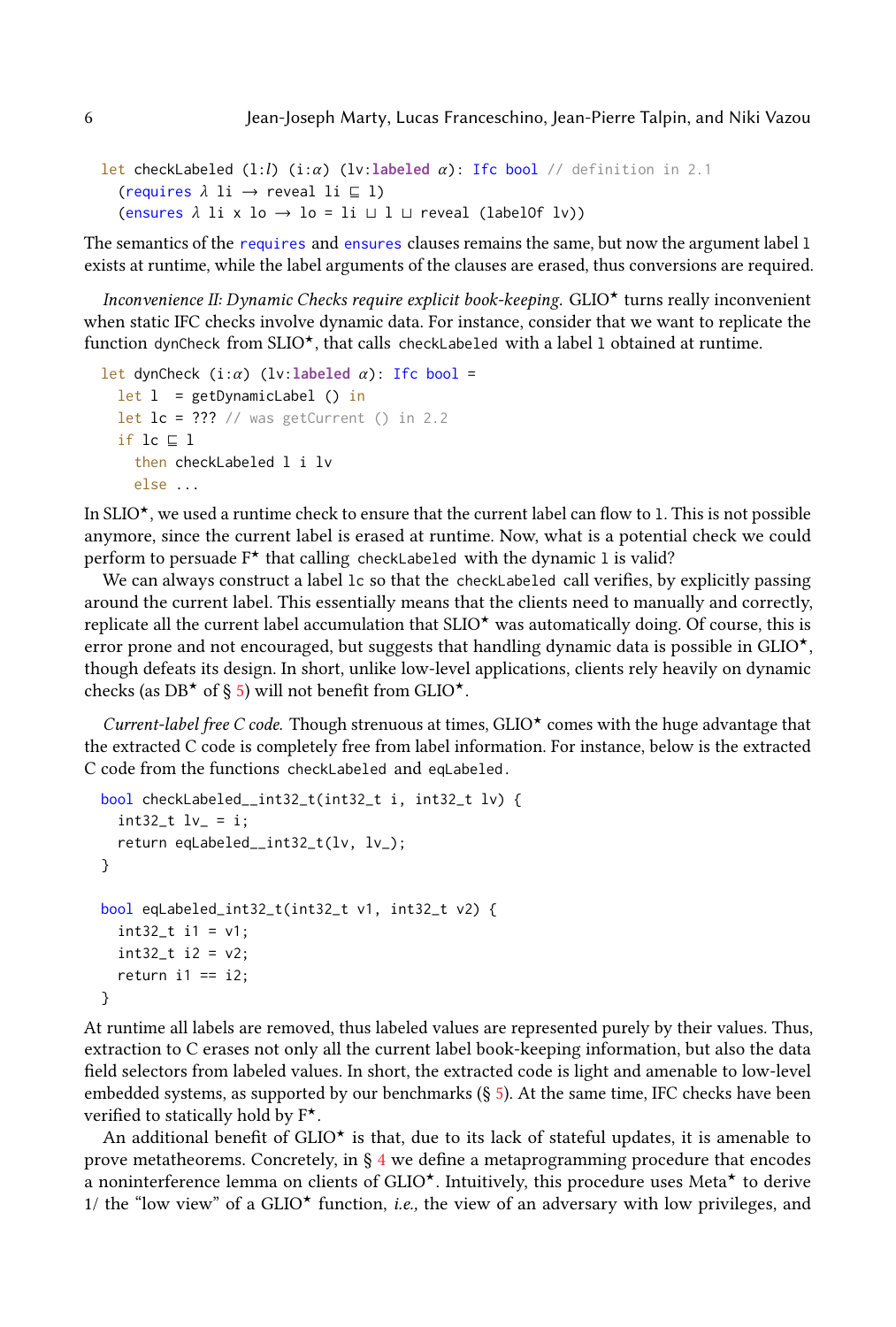```
let checkLabeled (l:l) (i:α) (lv:labeled α): Ifc bool // definition in 2.1
  (requires λ li → reveal li ⊑ l)
  (ensures λ li x lo → lo = li ⊔ l ⊔ reveal (labelOf lv))
```

The semantics of the `requires` and `ensures` clauses remains the same, but now the argument label `l` exists at runtime, while the label arguments of the clauses are erased, thus conversions are required.

*Inconvenience II: Dynamic Checks require explicit book-keeping.* GLIO★ turns really inconvenient when static IFC checks involve dynamic data. For instance, consider that we want to replicate the function `dynCheck` from SLIO★, that calls `checkLabeled` with a label `l` obtained at runtime.

```
let dynCheck (i:α) (lv:labeled α): Ifc bool =
  let l  = getDynamicLabel () in
  let lc = ??? // was getCurrent () in 2.2
  if lc ⊑ l
    then checkLabeled l i lv
    else ...
```

In SLIO★, we used a runtime check to ensure that the current label can flow to `l`. This is not possible anymore, since the current label is erased at runtime. Now, what is a potential check we could perform to persuade F★ that calling `checkLabeled` with the dynamic `l` is valid?

We can always construct a label `lc` so that the `checkLabeled` call verifies, by explicitly passing around the current label. This essentially means that the clients need to manually and correctly, replicate all the current label accumulation that SLIO★ was automatically doing. Of course, this is error prone and not encouraged, but suggests that handling dynamic data is possible in GLIO★, though defeats its design. In short, unlike low-level applications, clients rely heavily on dynamic checks (as DB★ of § 5) will not benefit from GLIO★.

*Current-label free C code.* Though strenuous at times, GLIO★ comes with the huge advantage that the extracted C code is completely free from label information. For instance, below is the extracted C code from the functions `checkLabeled` and `eqLabeled`.

```
bool checkLabeled__int32_t(int32_t i, int32_t lv) {
  int32_t lv_ = i;
  return eqLabeled__int32_t(lv, lv_);
}

bool eqLabeled_int32_t(int32_t v1, int32_t v2) {
  int32_t i1 = v1;
  int32_t i2 = v2;
  return i1 == i2;
}
```

At runtime all labels are removed, thus labeled values are represented purely by their values. Thus, extraction to C erases not only all the current label book-keeping information, but also the data field selectors from labeled values. In short, the extracted code is light and amenable to low-level embedded systems, as supported by our benchmarks (§ 5). At the same time, IFC checks have been verified to statically hold by F★.

An additional benefit of GLIO★ is that, due to its lack of stateful updates, it is amenable to prove metatheorems. Concretely, in § 4 we define a metaprogramming procedure that encodes a noninterference lemma on clients of GLIO★. Intuitively, this procedure uses Meta★ to derive 1/ the "low view" of a GLIO★ function, *i.e.,* the view of an adversary with low privileges, and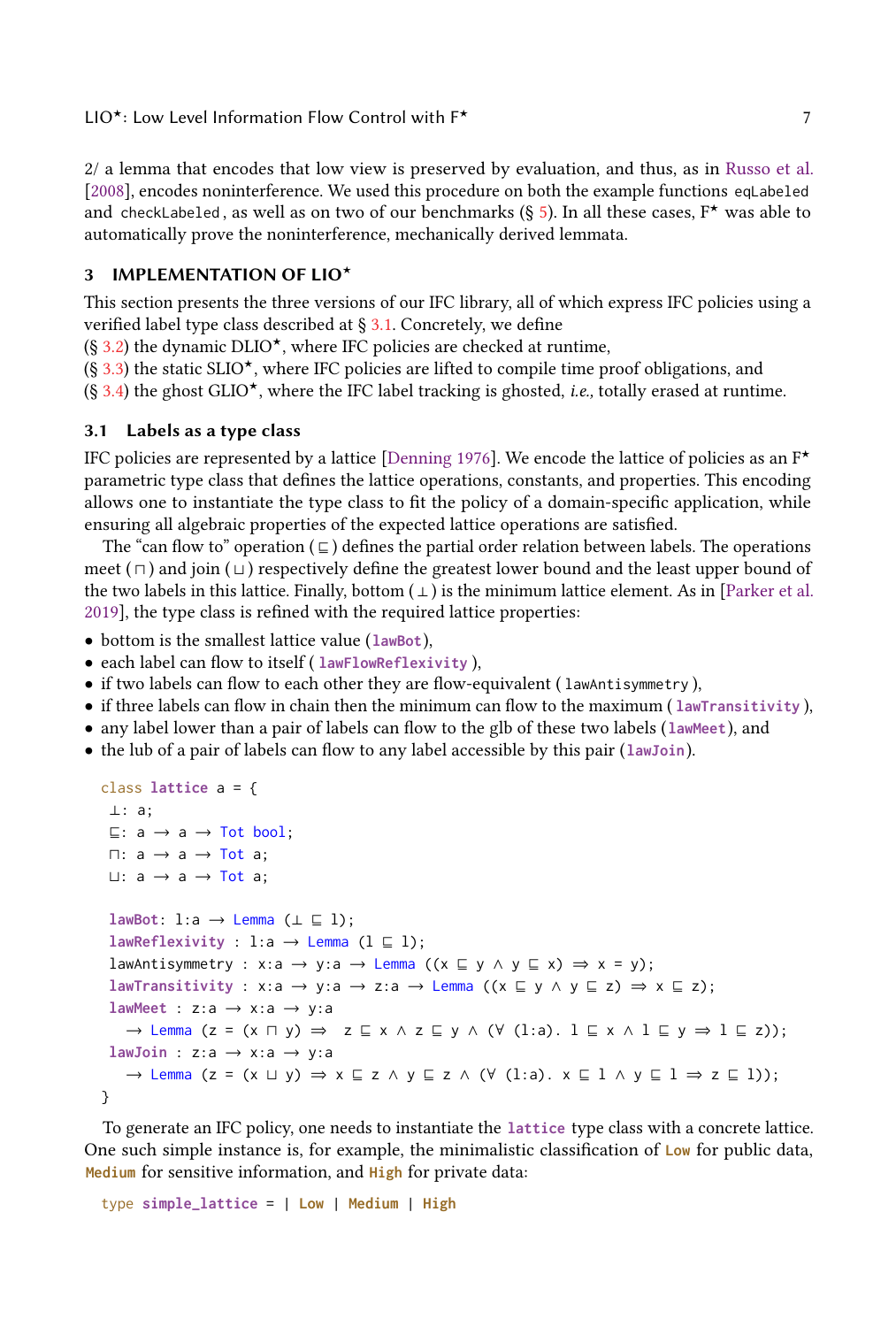2/ a lemma that encodes that low view is preserved by evaluation, and thus, as in Russo et al. [2008], encodes noninterference. We used this procedure on both the example functions `eqLabeled` and `checkLabeled`, as well as on two of our benchmarks (§ 5). In all these cases, F⋆ was able to automatically prove the noninterference, mechanically derived lemmata.

## 3 IMPLEMENTATION OF LIO⋆

This section presents the three versions of our IFC library, all of which express IFC policies using a verified label type class described at § 3.1. Concretely, we define
(§ 3.2) the dynamic DLIO⋆, where IFC policies are checked at runtime,
(§ 3.3) the static SLIO⋆, where IFC policies are lifted to compile time proof obligations, and
(§ 3.4) the ghost GLIO⋆, where the IFC label tracking is ghosted, *i.e.,* totally erased at runtime.

### 3.1 Labels as a type class

IFC policies are represented by a lattice [Denning 1976]. We encode the lattice of policies as an F⋆ parametric type class that defines the lattice operations, constants, and properties. This encoding allows one to instantiate the type class to fit the policy of a domain-specific application, while ensuring all algebraic properties of the expected lattice operations are satisfied.

The "can flow to" operation ( ⊑ ) defines the partial order relation between labels. The operations meet ( ⊓ ) and join ( ⊔ ) respectively define the greatest lower bound and the least upper bound of the two labels in this lattice. Finally, bottom ( ⊥ ) is the minimum lattice element. As in [Parker et al. 2019], the type class is refined with the required lattice properties:

- bottom is the smallest lattice value (`lawBot`),
- each label can flow to itself ( `lawFlowReflexivity` ),
- if two labels can flow to each other they are flow-equivalent ( `lawAntisymmetry` ),
- if three labels can flow in chain then the minimum can flow to the maximum ( `lawTransitivity` ),
- any label lower than a pair of labels can flow to the glb of these two labels (`lawMeet`), and
- the lub of a pair of labels can flow to any label accessible by this pair (`lawJoin`).

```
class lattice a = {
 ⊥: a;
 ⊑: a → a → Tot bool;
 ⊓: a → a → Tot a;
 ⊔: a → a → Tot a;

 lawBot: l:a → Lemma (⊥ ⊑ l);
 lawReflexivity : l:a → Lemma (l ⊑ l);
 lawAntisymmetry : x:a → y:a → Lemma ((x ⊑ y ∧ y ⊑ x) ⇒ x = y);
 lawTransitivity : x:a → y:a → z:a → Lemma ((x ⊑ y ∧ y ⊑ z) ⇒ x ⊑ z);
 lawMeet : z:a → x:a → y:a
   → Lemma (z = (x ⊓ y) ⇒  z ⊑ x ∧ z ⊑ y ∧ (∀ (l:a). l ⊑ x ∧ l ⊑ y ⇒ l ⊑ z));
 lawJoin : z:a → x:a → y:a
   → Lemma (z = (x ⊔ y) ⇒ x ⊑ z ∧ y ⊑ z ∧ (∀ (l:a). x ⊑ l ∧ y ⊑ l ⇒ z ⊑ l));
}
```

To generate an IFC policy, one needs to instantiate the `lattice` type class with a concrete lattice. One such simple instance is, for example, the minimalistic classification of `Low` for public data, `Medium` for sensitive information, and `High` for private data:

```
type simple_lattice = | Low | Medium | High
```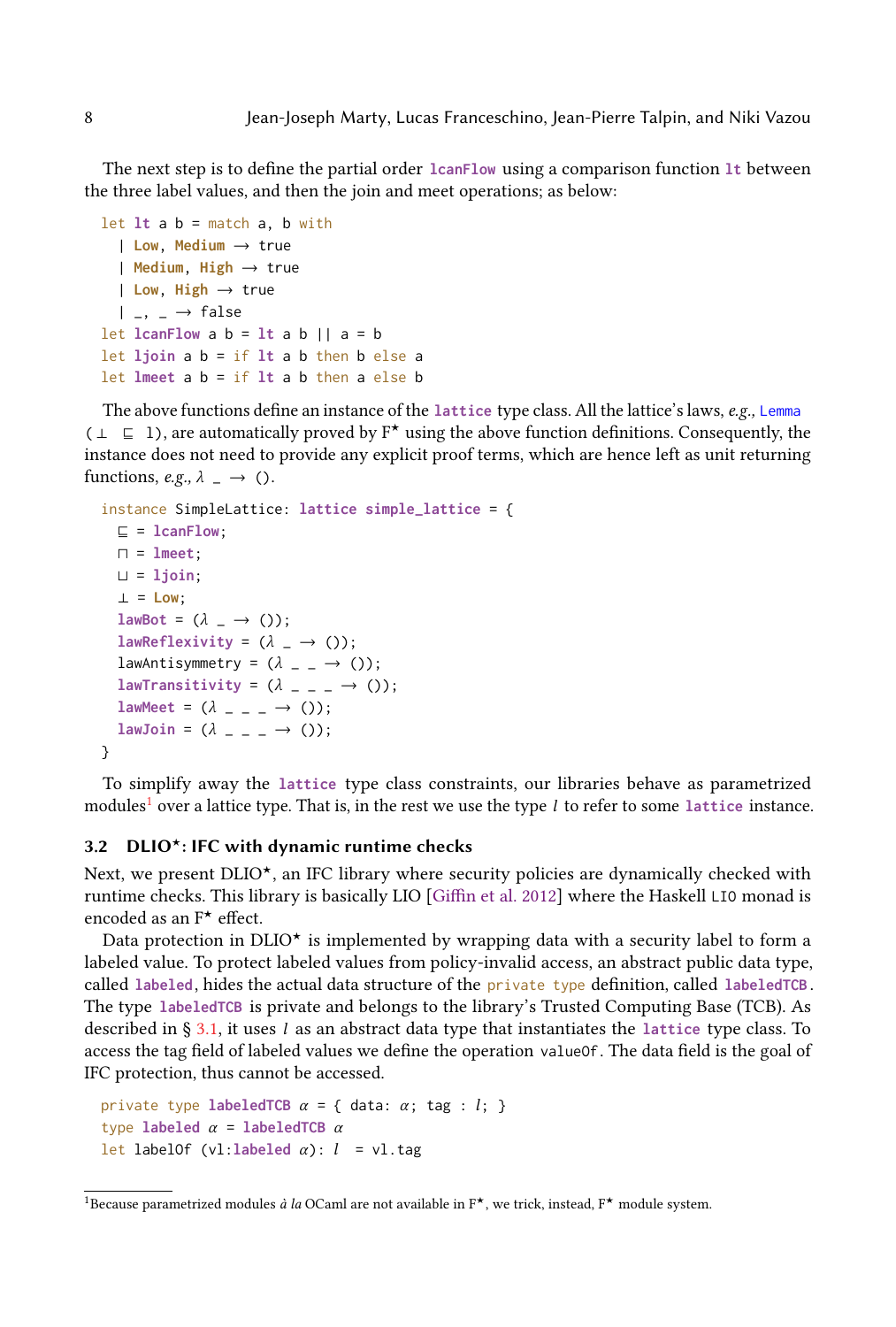The next step is to define the partial order `lcanFlow` using a comparison function `lt` between the three label values, and then the join and meet operations; as below:

```
let lt a b = match a, b with
  | Low, Medium → true
  | Medium, High → true
  | Low, High → true
  | _, _ → false
let lcanFlow a b = lt a b || a = b
let ljoin a b = if lt a b then b else a
let lmeet a b = if lt a b then a else b
```

The above functions define an instance of the `lattice` type class. All the lattice's laws, *e.g.*, Lemma (`⊥ ⊑ l`), are automatically proved by F⋆ using the above function definitions. Consequently, the instance does not need to provide any explicit proof terms, which are hence left as unit returning functions, *e.g.*, `λ _ → ()`.

```
instance SimpleLattice: lattice simple_lattice = {
  ⊑ = lcanFlow;
  ⊓ = lmeet;
  ⊔ = ljoin;
  ⊥ = Low;
  lawBot = (λ _ → ());
  lawReflexivity = (λ _ → ());
  lawAntisymmetry = (λ _ _ → ());
  lawTransitivity = (λ _ _ _ → ());
  lawMeet = (λ _ _ _ → ());
  lawJoin = (λ _ _ _ → ());
}
```

To simplify away the `lattice` type class constraints, our libraries behave as parametrized modules[1] over a lattice type. That is, in the rest we use the type $l$ to refer to some `lattice` instance.

### 3.2 DLIO⋆: IFC with dynamic runtime checks

Next, we present DLIO⋆, an IFC library where security policies are dynamically checked with runtime checks. This library is basically LIO [Giffin et al. 2012] where the Haskell `LIO` monad is encoded as an F⋆ effect.

Data protection in DLIO⋆ is implemented by wrapping data with a security label to form a labeled value. To protect labeled values from policy-invalid access, an abstract public data type, called `labeled`, hides the actual data structure of the `private type` definition, called `labeledTCB`. The type `labeledTCB` is private and belongs to the library's Trusted Computing Base (TCB). As described in § 3.1, it uses $l$ as an abstract data type that instantiates the `lattice` type class. To access the tag field of labeled values we define the operation `valueOf`. The data field is the goal of IFC protection, thus cannot be accessed.

```
private type labeledTCB α = { data: α; tag : l; }
type labeled α = labeledTCB α
let labelOf (vl:labeled α): l  = vl.tag
```

[1] Because parametrized modules *à la* OCaml are not available in F⋆, we trick, instead, F⋆ module system.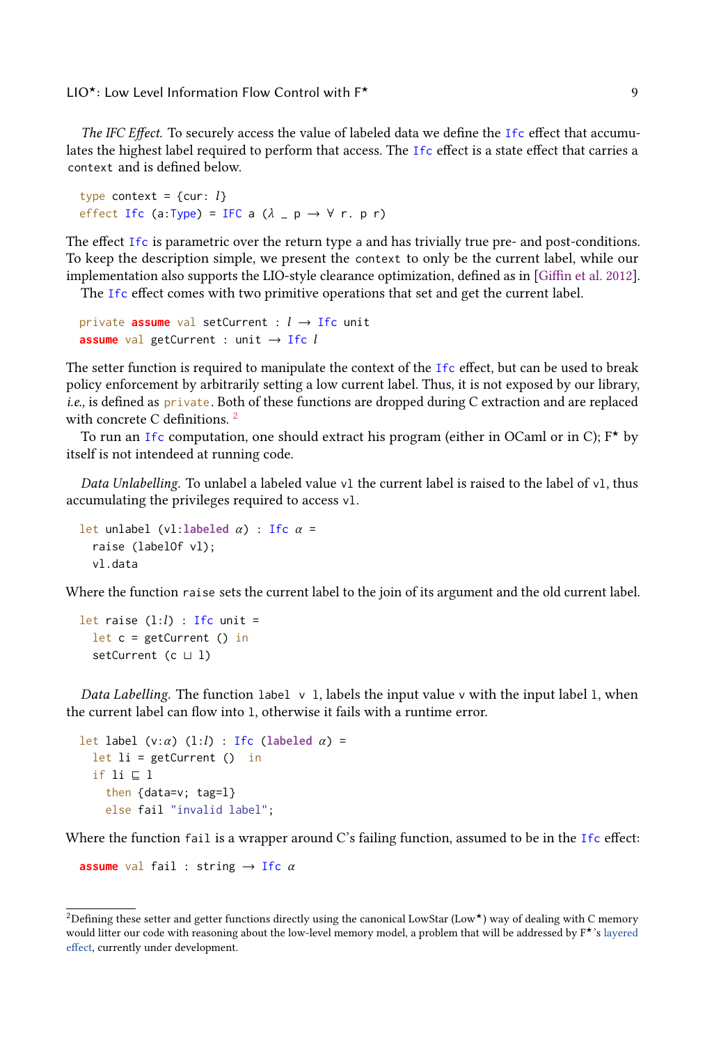*The IFC Effect.* To securely access the value of labeled data we define the `Ifc` effect that accumulates the highest label required to perform that access. The `Ifc` effect is a state effect that carries a `context` and is defined below.

```
type context = {cur: 𝑙}
effect Ifc (a:Type) = IFC a (λ _ p → ∀ r. p r)
```

The effect `Ifc` is parametric over the return type `a` and has trivially true pre- and post-conditions. To keep the description simple, we present the `context` to only be the current label, while our implementation also supports the LIO-style clearance optimization, defined as in [Giffin et al. 2012].

The `Ifc` effect comes with two primitive operations that set and get the current label.

```
private assume val setCurrent : 𝑙 → Ifc unit
assume val getCurrent : unit → Ifc 𝑙
```

The setter function is required to manipulate the context of the `Ifc` effect, but can be used to break policy enforcement by arbitrarily setting a low current label. Thus, it is not exposed by our library, *i.e.*, is defined as `private`. Both of these functions are dropped during C extraction and are replaced with concrete C definitions. [2]

To run an `Ifc` computation, one should extract his program (either in OCaml or in C); F⋆ by itself is not intendeed at running code.

*Data Unlabelling.* To unlabel a labeled value `vl` the current label is raised to the label of `vl`, thus accumulating the privileges required to access `vl`.

```
let unlabel (vl:labeled α) : Ifc α =
  raise (labelOf vl);
  vl.data
```

Where the function `raise` sets the current label to the join of its argument and the old current label.

```
let raise (l:𝑙) : Ifc unit =
  let c = getCurrent () in
  setCurrent (c ⊔ l)
```

*Data Labelling.* The function `label v l`, labels the input value `v` with the input label `l`, when the current label can flow into `l`, otherwise it fails with a runtime error.

```
let label (v:α) (l:𝑙) : Ifc (labeled α) =
  let li = getCurrent ()  in
  if li ⊑ l
    then {data=v; tag=l}
    else fail "invalid label";
```

Where the function `fail` is a wrapper around C's failing function, assumed to be in the `Ifc` effect:

```
assume val fail : string → Ifc α
```

[2] Defining these setter and getter functions directly using the canonical LowStar (Low⋆) way of dealing with C memory would litter our code with reasoning about the low-level memory model, a problem that will be addressed by F⋆'s layered effect, currently under development.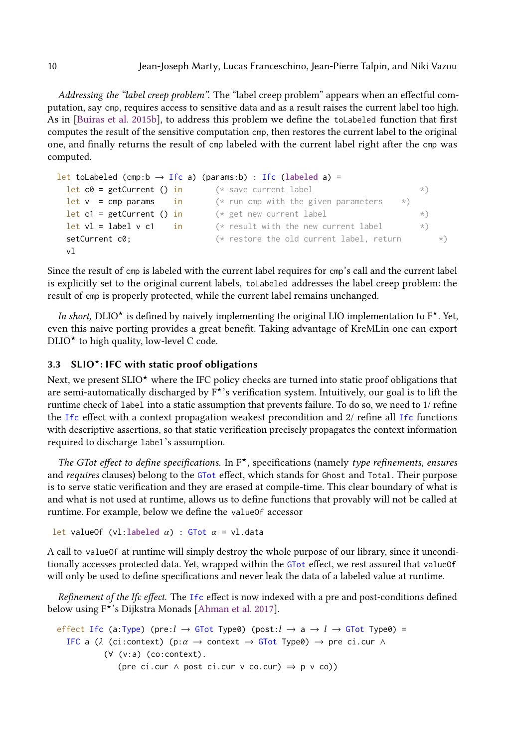*Addressing the "label creep problem".* The "label creep problem" appears when an effectful computation, say `cmp`, requires access to sensitive data and as a result raises the current label too high. As in [Buiras et al. 2015b], to address this problem we define the `toLabeled` function that first computes the result of the sensitive computation `cmp`, then restores the current label to the original one, and finally returns the result of `cmp` labeled with the current label right after the `cmp` was computed.

```
let toLabeled (cmp:b → Ifc a) (params:b) : Ifc (labeled a) =
  let c0 = getCurrent () in       (* save current label                  *)
  let v  = cmp params    in       (* run cmp with the given parameters   *)
  let c1 = getCurrent () in       (* get new current label               *)
  let vl = label v c1    in       (* result with the new current label   *)
  setCurrent c0;                  (* restore the old current label, return *)
  vl
```

Since the result of `cmp` is labeled with the current label requires for `cmp`'s call and the current label is explicitly set to the original current labels, `toLabeled` addresses the label creep problem: the result of `cmp` is properly protected, while the current label remains unchanged.

*In short,* DLIO⋆ is defined by naively implementing the original LIO implementation to F⋆. Yet, even this naive porting provides a great benefit. Taking advantage of KreMLin one can export DLIO⋆ to high quality, low-level C code.

### 3.3 SLIO⋆: IFC with static proof obligations

Next, we present SLIO⋆ where the IFC policy checks are turned into static proof obligations that are semi-automatically discharged by F⋆'s verification system. Intuitively, our goal is to lift the runtime check of `label` into a static assumption that prevents failure. To do so, we need to 1/ refine the `Ifc` effect with a context propagation weakest precondition and 2/ refine all `Ifc` functions with descriptive assertions, so that static verification precisely propagates the context information required to discharge `label`'s assumption.

*The GTot effect to define specifications.* In F⋆, specifications (namely *type refinements*, *ensures* and *requires* clauses) belong to the `GTot` effect, which stands for `Ghost` and `Total`. Their purpose is to serve static verification and they are erased at compile-time. This clear boundary of what is and what is not used at runtime, allows us to define functions that provably will not be called at runtime. For example, below we define the `valueOf` accessor

```
let valueOf (vl:labeled α) : GTot α = vl.data
```

A call to `valueOf` at runtime will simply destroy the whole purpose of our library, since it unconditionally accesses protected data. Yet, wrapped within the `GTot` effect, we rest assured that `valueOf` will only be used to define specifications and never leak the data of a labeled value at runtime.

*Refinement of the Ifc effect.* The `Ifc` effect is now indexed with a pre and post-conditions defined below using F⋆'s Dijkstra Monads [Ahman et al. 2017].

```
effect Ifc (a:Type) (pre:l → GTot Type0) (post:l → a → l → GTot Type0) =
  IFC a (λ (ci:context) (p:α → context → GTot Type0) → pre ci.cur ∧
         (∀ (v:a) (co:context).
            (pre ci.cur ∧ post ci.cur v co.cur) ⇒ p v co))
```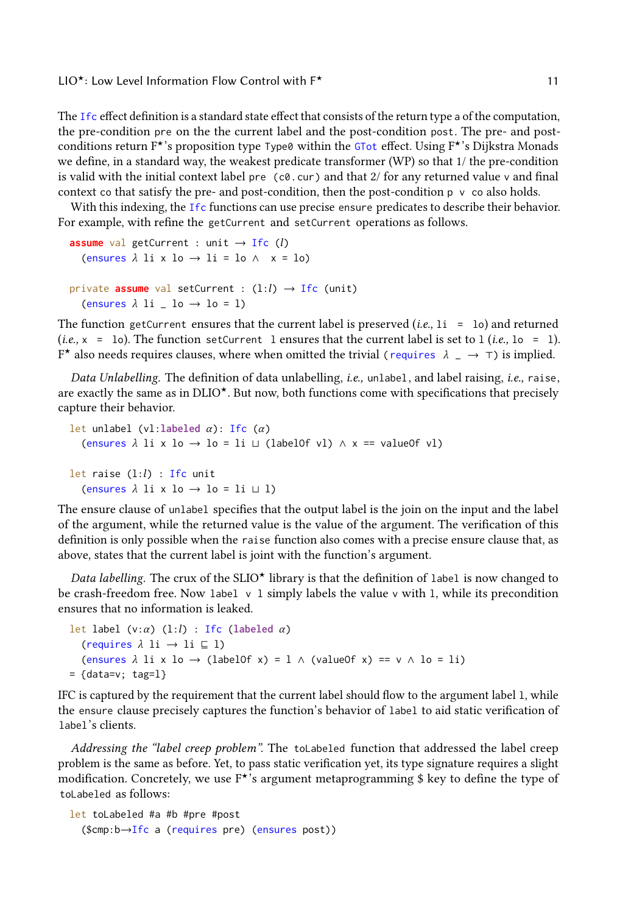The `Ifc` effect definition is a standard state effect that consists of the return type `a` of the computation, the pre-condition `pre` on the the current label and the post-condition `post`. The pre- and post-conditions return F⋆'s proposition type `Type0` within the `GTot` effect. Using F⋆'s Dijkstra Monads we define, in a standard way, the weakest predicate transformer (WP) so that 1/ the pre-condition is valid with the initial context label `pre (c0.cur)` and that 2/ for any returned value `v` and final context `co` that satisfy the pre- and post-condition, then the post-condition `p v co` also holds.

With this indexing, the `Ifc` functions can use precise `ensure` predicates to describe their behavior. For example, with refine the `getCurrent` and `setCurrent` operations as follows.

```
assume val getCurrent : unit → Ifc (l)
  (ensures λ li x lo → li = lo ∧  x = lo)

private assume val setCurrent : (l:l) → Ifc (unit)
  (ensures λ li _ lo → lo = l)
```

The function `getCurrent` ensures that the current label is preserved (*i.e.,* `li = lo`) and returned (*i.e.,* `x = lo`). The function `setCurrent l` ensures that the current label is set to `l` (*i.e.,* `lo = l`). F⋆ also needs requires clauses, where when omitted the trivial (`requires λ _ → ⊤`) is implied.

*Data Unlabelling.* The definition of data unlabelling, *i.e.,* `unlabel`, and label raising, *i.e.,* `raise`, are exactly the same as in DLIO⋆. But now, both functions come with specifications that precisely capture their behavior.

```
let unlabel (vl:labeled α): Ifc (α)
  (ensures λ li x lo → lo = li ⊔ (labelOf vl) ∧ x == valueOf vl)

let raise (l:l) : Ifc unit
  (ensures λ li x lo → lo = li ⊔ l)
```

The ensure clause of `unlabel` specifies that the output label is the join on the input and the label of the argument, while the returned value is the value of the argument. The verification of this definition is only possible when the `raise` function also comes with a precise ensure clause that, as above, states that the current label is joint with the function's argument.

*Data labelling.* The crux of the SLIO⋆ library is that the definition of `label` is now changed to be crash-freedom free. Now `label v l` simply labels the value `v` with `l`, while its precondition ensures that no information is leaked.

```
let label (v:α) (l:l) : Ifc (labeled α)
  (requires λ li → li ⊑ l)
  (ensures λ li x lo → (labelOf x) = l ∧ (valueOf x) == v ∧ lo = li)
= {data=v; tag=l}
```

IFC is captured by the requirement that the current label should flow to the argument label `l`, while the `ensure` clause precisely captures the function's behavior of `label` to aid static verification of `label`'s clients.

*Addressing the "label creep problem".* The `toLabeled` function that addressed the label creep problem is the same as before. Yet, to pass static verification yet, its type signature requires a slight modification. Concretely, we use F⋆'s argument metaprogramming $ key to define the type of `toLabeled` as follows:

```
let toLabeled #a #b #pre #post
  ($cmp:b→Ifc a (requires pre) (ensures post))
```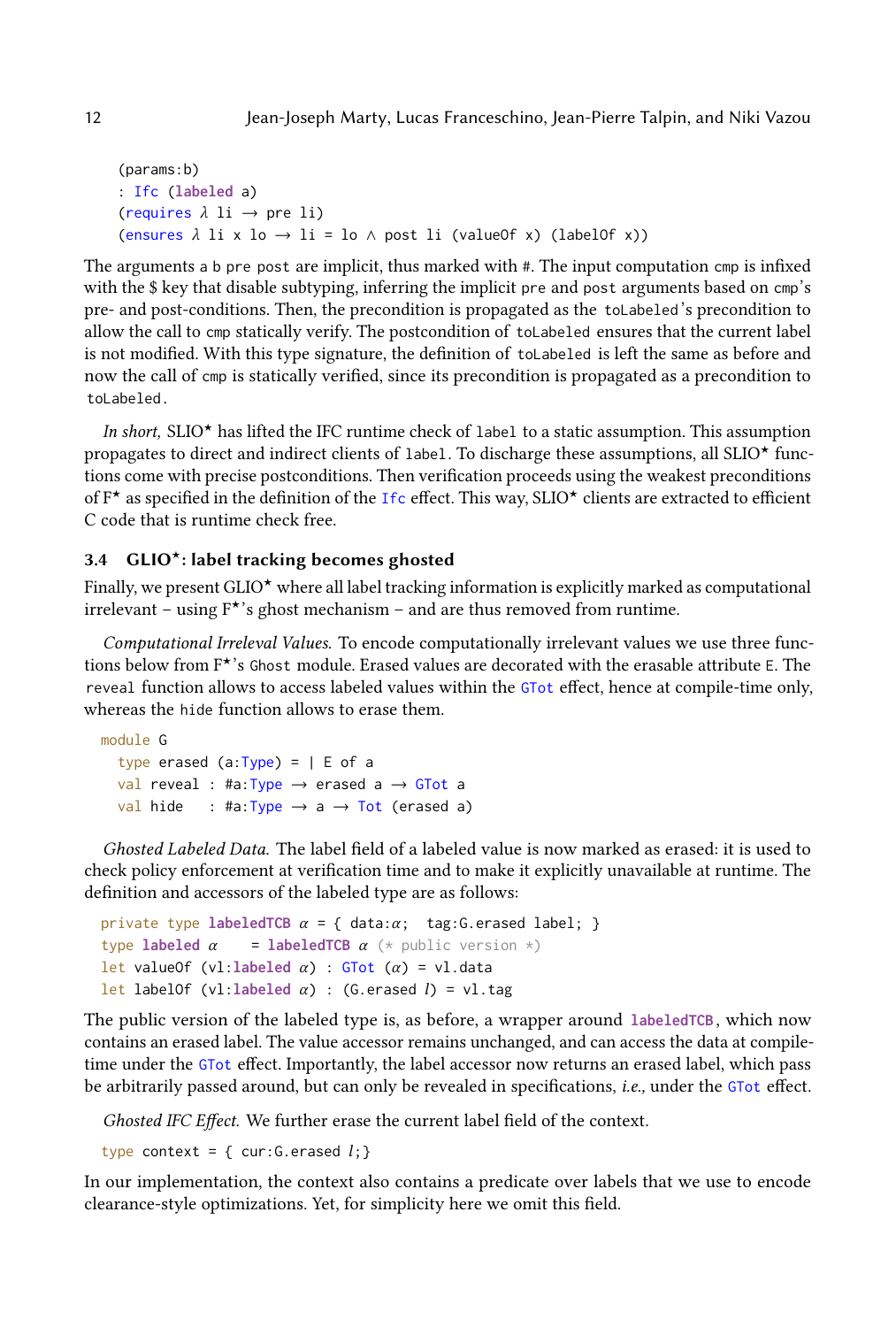```
  (params:b)
  : Ifc (labeled a)
  (requires λ li → pre li)
  (ensures λ li x lo → li = lo ∧ post li (valueOf x) (labelOf x))
```

The arguments a b pre post are implicit, thus marked with #. The input computation cmp is infixed with the $ key that disable subtyping, inferring the implicit pre and post arguments based on cmp's pre- and post-conditions. Then, the precondition is propagated as the toLabeled's precondition to allow the call to cmp statically verify. The postcondition of toLabeled ensures that the current label is not modified. With this type signature, the definition of toLabeled is left the same as before and now the call of cmp is statically verified, since its precondition is propagated as a precondition to toLabeled.

*In short,* SLIO⋆ has lifted the IFC runtime check of label to a static assumption. This assumption propagates to direct and indirect clients of label. To discharge these assumptions, all SLIO⋆ functions come with precise postconditions. Then verification proceeds using the weakest preconditions of F⋆ as specified in the definition of the Ifc effect. This way, SLIO⋆ clients are extracted to efficient C code that is runtime check free.

### 3.4 GLIO⋆: label tracking becomes ghosted

Finally, we present GLIO⋆ where all label tracking information is explicitly marked as computational irrelevant – using F⋆'s ghost mechanism – and are thus removed from runtime.

*Computational Irreleval Values.* To encode computationally irrelevant values we use three functions below from F⋆'s Ghost module. Erased values are decorated with the erasable attribute E. The reveal function allows to access labeled values within the GTot effect, hence at compile-time only, whereas the hide function allows to erase them.

```
module G
  type erased (a:Type) = | E of a
  val reveal : #a:Type → erased a → GTot a
  val hide   : #a:Type → a → Tot (erased a)
```

*Ghosted Labeled Data.* The label field of a labeled value is now marked as erased: it is used to check policy enforcement at verification time and to make it explicitly unavailable at runtime. The definition and accessors of the labeled type are as follows:

```
private type labeledTCB α = { data:α;  tag:G.erased label; }
type labeled α    = labeledTCB α (* public version *)
let valueOf (vl:labeled α) : GTot (α) = vl.data
let labelOf (vl:labeled α) : (G.erased l) = vl.tag
```

The public version of the labeled type is, as before, a wrapper around **labeledTCB**, which now contains an erased label. The value accessor remains unchanged, and can access the data at compile-time under the GTot effect. Importantly, the label accessor now returns an erased label, which pass be arbitrarily passed around, but can only be revealed in specifications, *i.e.,* under the GTot effect.

*Ghosted IFC Effect.* We further erase the current label field of the context.

```
type context = { cur:G.erased l;}
```

In our implementation, the context also contains a predicate over labels that we use to encode clearance-style optimizations. Yet, for simplicity here we omit this field.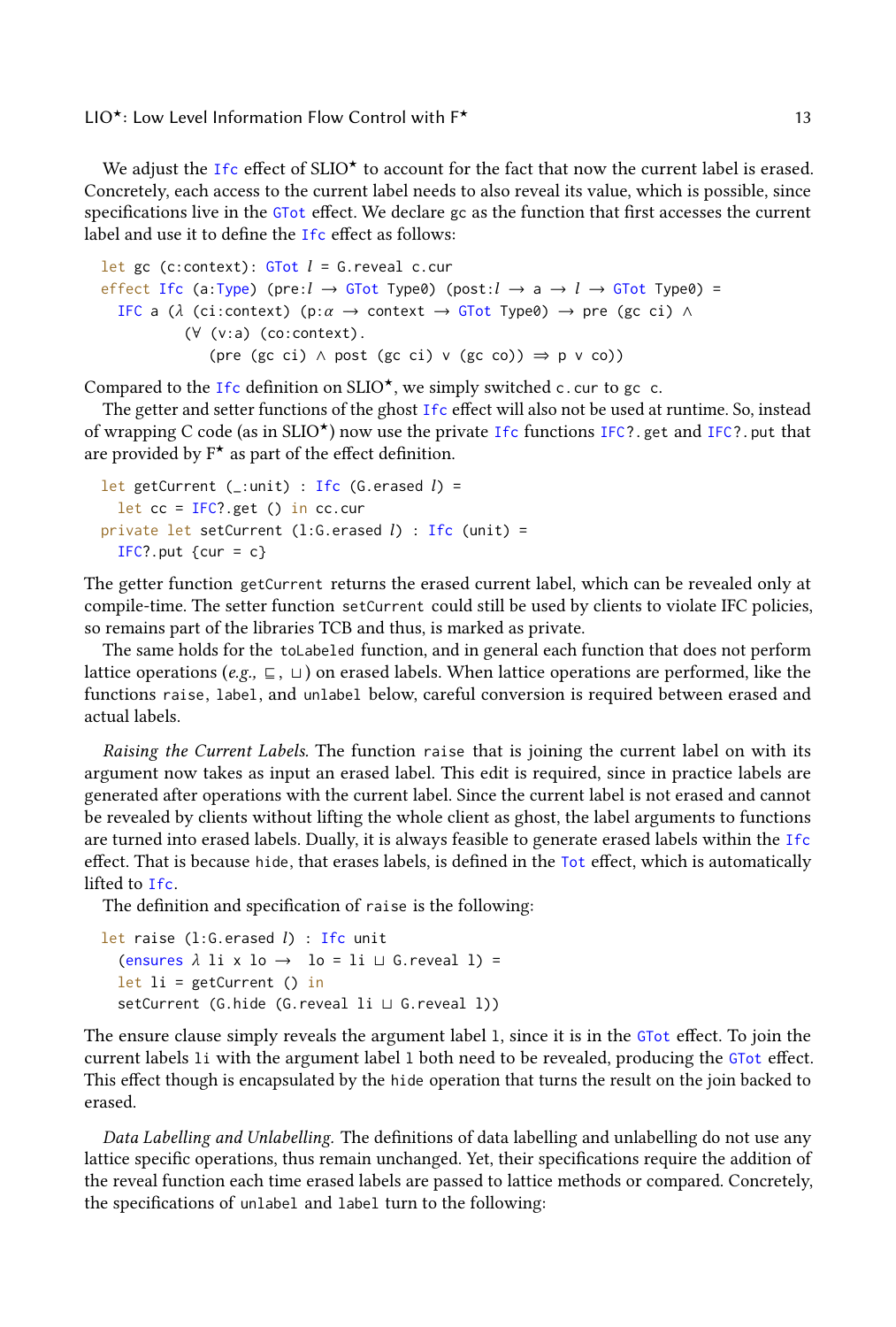We adjust the Ifc effect of SLIO⋆ to account for the fact that now the current label is erased. Concretely, each access to the current label needs to also reveal its value, which is possible, since specifications live in the GTot effect. We declare gc as the function that first accesses the current label and use it to define the Ifc effect as follows:

```
let gc (c:context): GTot l = G.reveal c.cur
effect Ifc (a:Type) (pre:l → GTot Type0) (post:l → a → l → GTot Type0) =
  IFC a (λ (ci:context) (p:α → context → GTot Type0) → pre (gc ci) ∧
          (∀ (v:a) (co:context).
             (pre (gc ci) ∧ post (gc ci) v (gc co)) ⇒ p v co))
```

Compared to the Ifc definition on SLIO⋆, we simply switched c.cur to gc c.

The getter and setter functions of the ghost Ifc effect will also not be used at runtime. So, instead of wrapping C code (as in SLIO⋆) now use the private Ifc functions IFC?.get and IFC?.put that are provided by F⋆ as part of the effect definition.

```
let getCurrent (_:unit) : Ifc (G.erased l) =
  let cc = IFC?.get () in cc.cur
private let setCurrent (l:G.erased l) : Ifc (unit) =
  IFC?.put {cur = c}
```

The getter function getCurrent returns the erased current label, which can be revealed only at compile-time. The setter function setCurrent could still be used by clients to violate IFC policies, so remains part of the libraries TCB and thus, is marked as private.

The same holds for the toLabeled function, and in general each function that does not perform lattice operations (*e.g.,* ⊑, ⊔) on erased labels. When lattice operations are performed, like the functions raise, label, and unlabel below, careful conversion is required between erased and actual labels.

*Raising the Current Labels.* The function raise that is joining the current label on with its argument now takes as input an erased label. This edit is required, since in practice labels are generated after operations with the current label. Since the current label is not erased and cannot be revealed by clients without lifting the whole client as ghost, the label arguments to functions are turned into erased labels. Dually, it is always feasible to generate erased labels within the Ifc effect. That is because hide, that erases labels, is defined in the Tot effect, which is automatically lifted to Ifc.

The definition and specification of raise is the following:

```
let raise (l:G.erased l) : Ifc unit
  (ensures λ li x lo →  lo = li ⊔ G.reveal l) =
  let li = getCurrent () in
  setCurrent (G.hide (G.reveal li ⊔ G.reveal l))
```

The ensure clause simply reveals the argument label l, since it is in the GTot effect. To join the current labels li with the argument label l both need to be revealed, producing the GTot effect. This effect though is encapsulated by the hide operation that turns the result on the join backed to erased.

*Data Labelling and Unlabelling.* The definitions of data labelling and unlabelling do not use any lattice specific operations, thus remain unchanged. Yet, their specifications require the addition of the reveal function each time erased labels are passed to lattice methods or compared. Concretely, the specifications of unlabel and label turn to the following: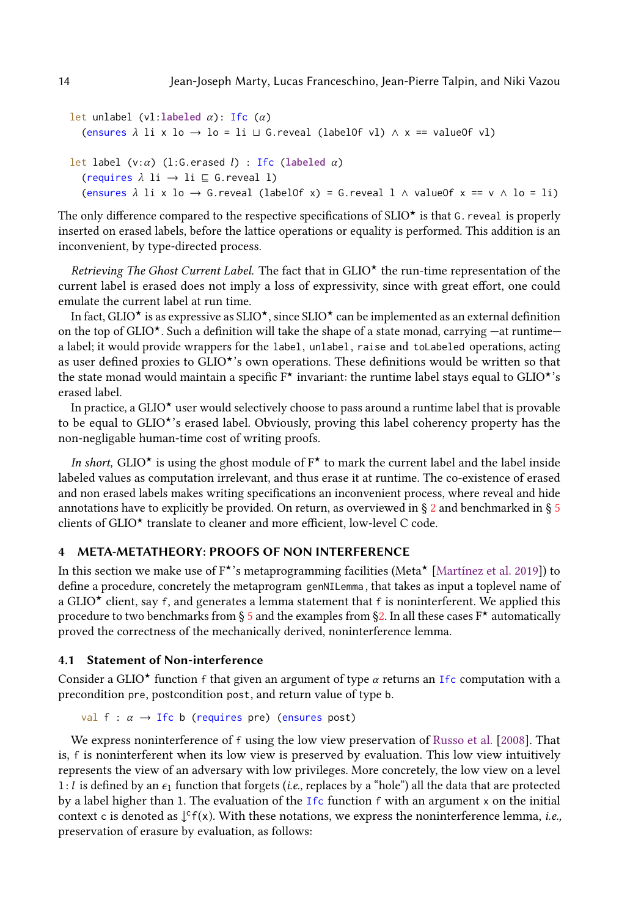```
let unlabel (vl:labeled α): Ifc (α)
  (ensures λ li x lo → lo = li ⊔ G.reveal (labelOf vl) ∧ x == valueOf vl)

let label (v:α) (l:G.erased l) : Ifc (labeled α)
  (requires λ li → li ⊑ G.reveal l)
  (ensures λ li x lo → G.reveal (labelOf x) = G.reveal l ∧ valueOf x == v ∧ lo = li)
```

The only difference compared to the respective specifications of SLIO⋆ is that `G.reveal` is properly inserted on erased labels, before the lattice operations or equality is performed. This addition is an inconvenient, by type-directed process.

*Retrieving The Ghost Current Label.* The fact that in GLIO⋆ the run-time representation of the current label is erased does not imply a loss of expressivity, since with great effort, one could emulate the current label at run time.

In fact, GLIO⋆ is as expressive as SLIO⋆, since SLIO⋆ can be implemented as an external definition on the top of GLIO⋆. Such a definition will take the shape of a state monad, carrying —at runtime— a label; it would provide wrappers for the `label`, `unlabel`, `raise` and `toLabeled` operations, acting as user defined proxies to GLIO⋆'s own operations. These definitions would be written so that the state monad would maintain a specific F⋆ invariant: the runtime label stays equal to GLIO⋆'s erased label.

In practice, a GLIO⋆ user would selectively choose to pass around a runtime label that is provable to be equal to GLIO⋆'s erased label. Obviously, proving this label coherency property has the non-negligable human-time cost of writing proofs.

*In short,* GLIO⋆ is using the ghost module of F⋆ to mark the current label and the label inside labeled values as computation irrelevant, and thus erase it at runtime. The co-existence of erased and non erased labels makes writing specifications an inconvenient process, where reveal and hide annotations have to explicitly be provided. On return, as overviewed in § 2 and benchmarked in § 5 clients of GLIO⋆ translate to cleaner and more efficient, low-level C code.

## 4 META-METATHEORY: PROOFS OF NON INTERFERENCE

In this section we make use of F⋆'s metaprogramming facilities (Meta⋆ [Martínez et al. 2019]) to define a procedure, concretely the metaprogram `genNILemma`, that takes as input a toplevel name of a GLIO⋆ client, say `f`, and generates a lemma statement that `f` is noninterferent. We applied this procedure to two benchmarks from § 5 and the examples from §2. In all these cases F⋆ automatically proved the correctness of the mechanically derived, noninterference lemma.

### 4.1 Statement of Non-interference

Consider a GLIO⋆ function `f` that given an argument of type $\alpha$ returns an `Ifc` computation with a precondition `pre`, postcondition `post`, and return value of type `b`.

```
val f : α → Ifc b (requires pre) (ensures post)
```

We express noninterference of `f` using the low view preservation of Russo et al. [2008]. That is, `f` is noninterferent when its low view is preserved by evaluation. This low view intuitively represents the view of an adversary with low privileges. More concretely, the low view on a level `l`:$l$ is defined by an $\epsilon_1$ function that forgets (*i.e.,* replaces by a "hole") all the data that are protected by a label higher than `l`. The evaluation of the `Ifc` function `f` with an argument `x` on the initial context `c` is denoted as $\downharpoonleft^{c}$f(x). With these notations, we express the noninterference lemma, *i.e.,* preservation of erasure by evaluation, as follows: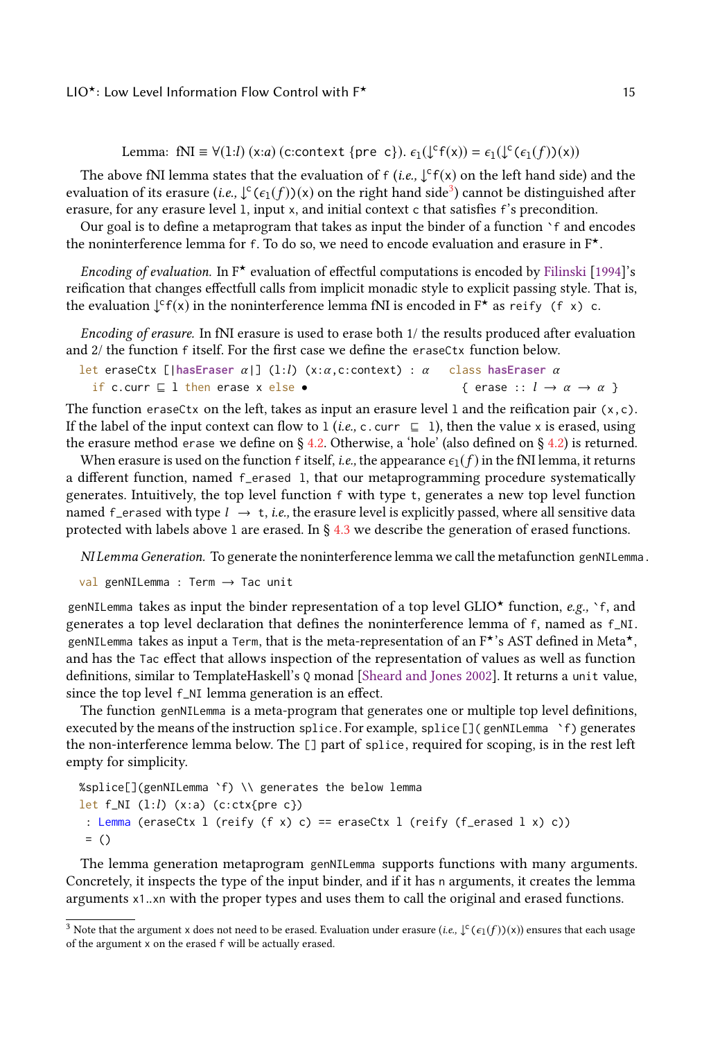Lemma: fNI $\equiv \forall$(l:$l$) (x:$a$) (c:context {pre c}). $\epsilon_1(\downarrow^c f(x)) = \epsilon_1(\downarrow^c(\epsilon_1(f))(x))$

The above fNI lemma states that the evaluation of f (*i.e.,* $\downarrow^c$f(x) on the left hand side) and the evaluation of its erasure (*i.e.,* $\downarrow^c(\epsilon_1(f))(x)$ on the right hand side[3]) cannot be distinguished after erasure, for any erasure level l, input x, and initial context c that satisfies f's precondition.

Our goal is to define a metaprogram that takes as input the binder of a function `` `f `` and encodes the noninterference lemma for f. To do so, we need to encode evaluation and erasure in F⋆.

*Encoding of evaluation.* In F⋆ evaluation of effectful computations is encoded by Filinski [1994]'s reification that changes effectfull calls from implicit monadic style to explicit passing style. That is, the evaluation $\downarrow^c$f(x) in the noninterference lemma fNI is encoded in F⋆ as `reify (f x) c`.

*Encoding of erasure.* In fNI erasure is used to erase both 1/ the results produced after evaluation and 2/ the function f itself. For the first case we define the `eraseCtx` function below.

```
let eraseCtx [|hasEraser α|] (l:l) (x:α,c:context) : α
  if c.curr ⊑ l then erase x else •
```

```
class hasEraser α
  { erase :: l → α → α }
```

The function `eraseCtx` on the left, takes as input an erasure level l and the reification pair (x,c). If the label of the input context can flow to l (*i.e.,* c.curr ⊑ l), then the value x is erased, using the erasure method `erase` we define on § 4.2. Otherwise, a 'hole' (also defined on § 4.2) is returned.

When erasure is used on the function f itself, *i.e.,* the appearance $\epsilon_1(f)$ in the fNI lemma, it returns a different function, named `f_erased l`, that our metaprogramming procedure systematically generates. Intuitively, the top level function f with type t, generates a new top level function named `f_erased` with type $l \rightarrow$ t, *i.e.,* the erasure level is explicitly passed, where all sensitive data protected with labels above l are erased. In § 4.3 we describe the generation of erased functions.

*NI Lemma Generation.* To generate the noninterference lemma we call the metafunction `genNILemma`.

```
val genNILemma : Term → Tac unit
```

`genNILemma` takes as input the binder representation of a top level GLIO⋆ function, *e.g.,* `` `f ``, and generates a top level declaration that defines the noninterference lemma of f, named as `f_NI`. `genNILemma` takes as input a `Term`, that is the meta-representation of an F⋆'s AST defined in Meta⋆, and has the `Tac` effect that allows inspection of the representation of values as well as function definitions, similar to TemplateHaskell's `Q` monad [Sheard and Jones 2002]. It returns a `unit` value, since the top level `f_NI` lemma generation is an effect.

The function `genNILemma` is a meta-program that generates one or multiple top level definitions, executed by the means of the instruction `splice`. For example, ``splice[](genNILemma `f)`` generates the non-interference lemma below. The `[]` part of `splice`, required for scoping, is in the rest left empty for simplicity.

```
%splice[](genNILemma `f) \\ generates the below lemma
let f_NI (l:l) (x:a) (c:ctx{pre c})
 : Lemma (eraseCtx l (reify (f x) c) == eraseCtx l (reify (f_erased l x) c))
 = ()
```

The lemma generation metaprogram `genNILemma` supports functions with many arguments. Concretely, it inspects the type of the input binder, and if it has n arguments, it creates the lemma arguments `x1..xn` with the proper types and uses them to call the original and erased functions.

[3] Note that the argument x does not need to be erased. Evaluation under erasure (*i.e.,* $\downarrow^c(\epsilon_1(f))(x)$) ensures that each usage of the argument x on the erased f will be actually erased.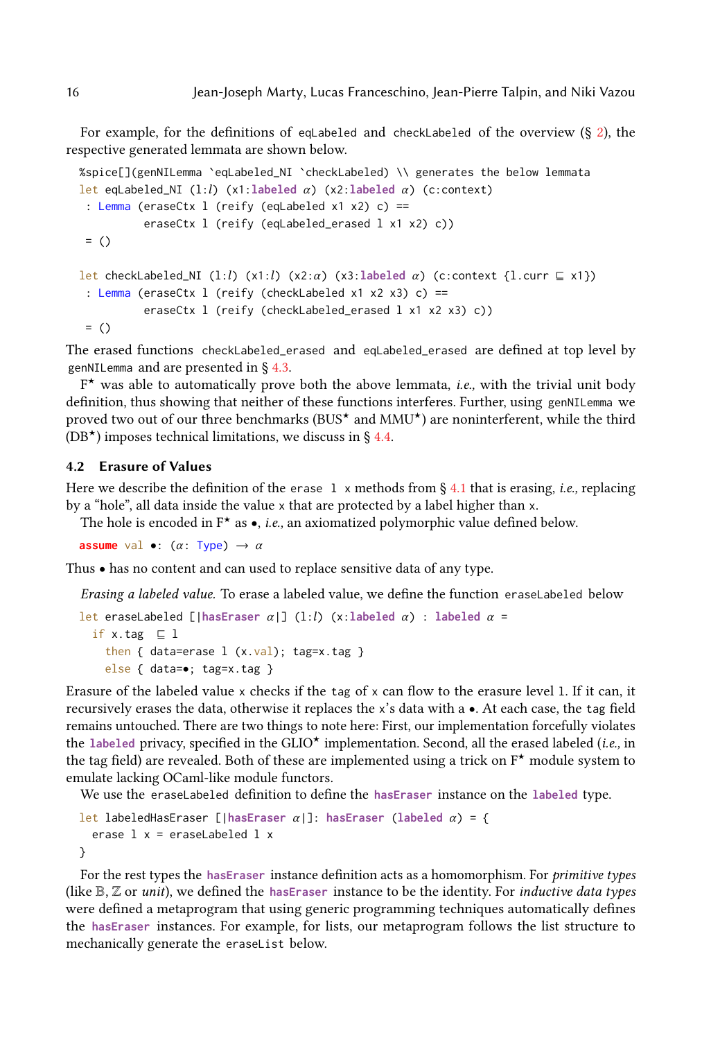For example, for the definitions of eqLabeled and checkLabeled of the overview (§ 2), the respective generated lemmata are shown below.

```
%splice[](genNILemma `eqLabeled_NI `checkLabeled) \\ generates the below lemmata
let eqLabeled_NI (l:l) (x1:labeled α) (x2:labeled α) (c:context)
 : Lemma (eraseCtx l (reify (eqLabeled x1 x2) c) ==
          eraseCtx l (reify (eqLabeled_erased l x1 x2) c))
 = ()

let checkLabeled_NI (l:l) (x1:l) (x2:α) (x3:labeled α) (c:context {l.curr ⊑ x1})
 : Lemma (eraseCtx l (reify (checkLabeled x1 x2 x3) c) ==
          eraseCtx l (reify (checkLabeled_erased l x1 x2 x3) c))
 = ()
```

The erased functions checkLabeled_erased and eqLabeled_erased are defined at top level by genNILemma and are presented in § 4.3.

F* was able to automatically prove both the above lemmata, *i.e.,* with the trivial unit body definition, thus showing that neither of these functions interferes. Further, using genNILemma we proved two out of our three benchmarks (BUS* and MMU*) are noninterferent, while the third (DB*) imposes technical limitations, we discuss in § 4.4.

## 4.2 Erasure of Values

Here we describe the definition of the erase l x methods from § 4.1 that is erasing, *i.e.,* replacing by a "hole", all data inside the value x that are protected by a label higher than x.

The hole is encoded in F* as •, *i.e.,* an axiomatized polymorphic value defined below.

```
assume val •: (α: Type) → α
```

Thus • has no content and can used to replace sensitive data of any type.

*Erasing a labeled value.* To erase a labeled value, we define the function eraseLabeled below

```
let eraseLabeled [|hasEraser α|] (l:l) (x:labeled α) : labeled α =
  if x.tag  ⊑ l
    then { data=erase l (x.val); tag=x.tag }
    else { data=•; tag=x.tag }
```

Erasure of the labeled value x checks if the tag of x can flow to the erasure level l. If it can, it recursively erases the data, otherwise it replaces the x's data with a •. At each case, the tag field remains untouched. There are two things to note here: First, our implementation forcefully violates the **labeled** privacy, specified in the GLIO* implementation. Second, all the erased labeled (*i.e.,* in the tag field) are revealed. Both of these are implemented using a trick on F* module system to emulate lacking OCaml-like module functors.

We use the eraseLabeled definition to define the **hasEraser** instance on the **labeled** type.

```
let labeledHasEraser [|hasEraser α|]: hasEraser (labeled α) = {
  erase l x = eraseLabeled l x
}
```

For the rest types the **hasEraser** instance definition acts as a homomorphism. For *primitive types* (like $\mathbb{B}$, $\mathbb{Z}$ or *unit*), we defined the **hasEraser** instance to be the identity. For *inductive data types* were defined a metaprogram that using generic programming techniques automatically defines the **hasEraser** instances. For example, for lists, our metaprogram follows the list structure to mechanically generate the eraseList below.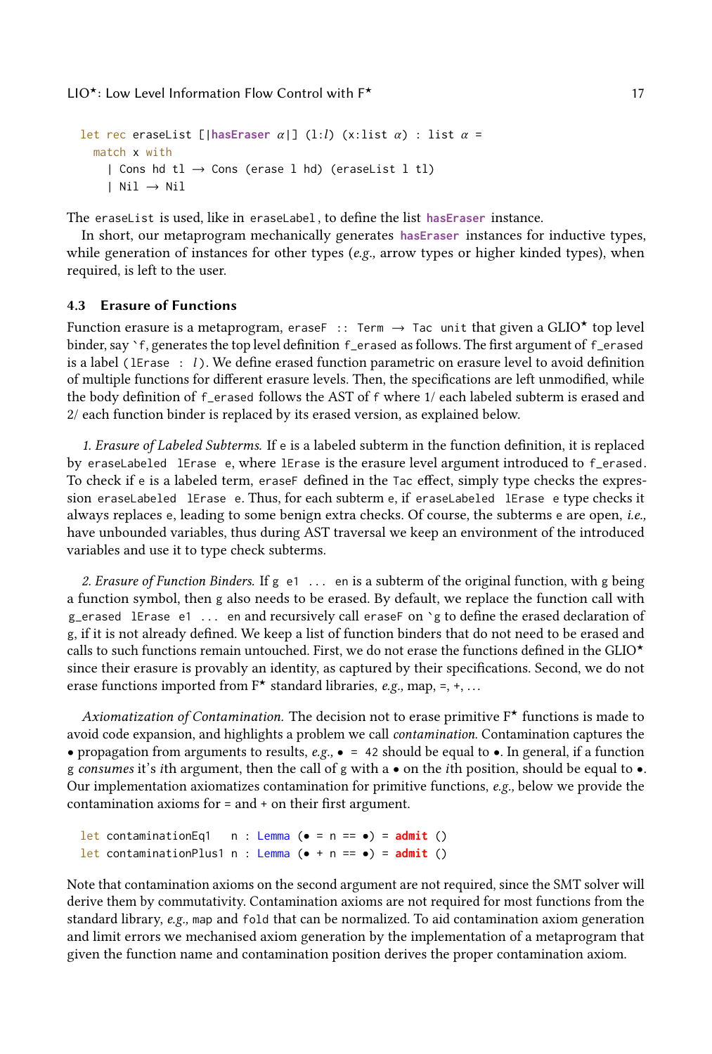```
let rec eraseList [|hasEraser α|] (l:l) (x:list α) : list α =
  match x with
    | Cons hd tl → Cons (erase l hd) (eraseList l tl)
    | Nil → Nil
```

The `eraseList` is used, like in `eraseLabel`, to define the list **hasEraser** instance.

In short, our metaprogram mechanically generates **hasEraser** instances for inductive types, while generation of instances for other types (*e.g.,* arrow types or higher kinded types), when required, is left to the user.

### 4.3 Erasure of Functions

Function erasure is a metaprogram, `eraseF :: Term → Tac unit` that given a GLIO⋆ top level binder, say `` `f ``, generates the top level definition `f_erased` as follows. The first argument of `f_erased` is a label (`lErase : l`). We define erased function parametric on erasure level to avoid definition of multiple functions for different erasure levels. Then, the specifications are left unmodified, while the body definition of `f_erased` follows the AST of `f` where 1/ each labeled subterm is erased and 2/ each function binder is replaced by its erased version, as explained below.

*1. Erasure of Labeled Subterms.* If `e` is a labeled subterm in the function definition, it is replaced by `eraseLabeled lErase e`, where `lErase` is the erasure level argument introduced to `f_erased`. To check if `e` is a labeled term, `eraseF` defined in the `Tac` effect, simply type checks the expression `eraseLabeled lErase e`. Thus, for each subterm `e`, if `eraseLabeled lErase e` type checks it always replaces `e`, leading to some benign extra checks. Of course, the subterms `e` are open, *i.e.,* have unbounded variables, thus during AST traversal we keep an environment of the introduced variables and use it to type check subterms.

*2. Erasure of Function Binders.* If `g e1 ... en` is a subterm of the original function, with `g` being a function symbol, then `g` also needs to be erased. By default, we replace the function call with `g_erased lErase e1 ... en` and recursively call `eraseF` on `` `g `` to define the erased declaration of `g`, if it is not already defined. We keep a list of function binders that do not need to be erased and calls to such functions remain untouched. First, we do not erase the functions defined in the GLIO⋆ since their erasure is provably an identity, as captured by their specifications. Second, we do not erase functions imported from F⋆ standard libraries, *e.g.,* map, =, +, ...

*Axiomatization of Contamination.* The decision not to erase primitive F⋆ functions is made to avoid code expansion, and highlights a problem we call *contamination*. Contamination captures the • propagation from arguments to results, *e.g.,* `• = 42` should be equal to •. In general, if a function `g` *consumes* it's *i*th argument, then the call of `g` with a • on the *i*th position, should be equal to •. Our implementation axiomatizes contamination for primitive functions, *e.g.,* below we provide the contamination axioms for = and + on their first argument.

```
let contaminationEq1   n : Lemma (• = n == •) = admit ()
let contaminationPlus1 n : Lemma (• + n == •) = admit ()
```

Note that contamination axioms on the second argument are not required, since the SMT solver will derive them by commutativity. Contamination axioms are not required for most functions from the standard library, *e.g.,* `map` and `fold` that can be normalized. To aid contamination axiom generation and limit errors we mechanised axiom generation by the implementation of a metaprogram that given the function name and contamination position derives the proper contamination axiom.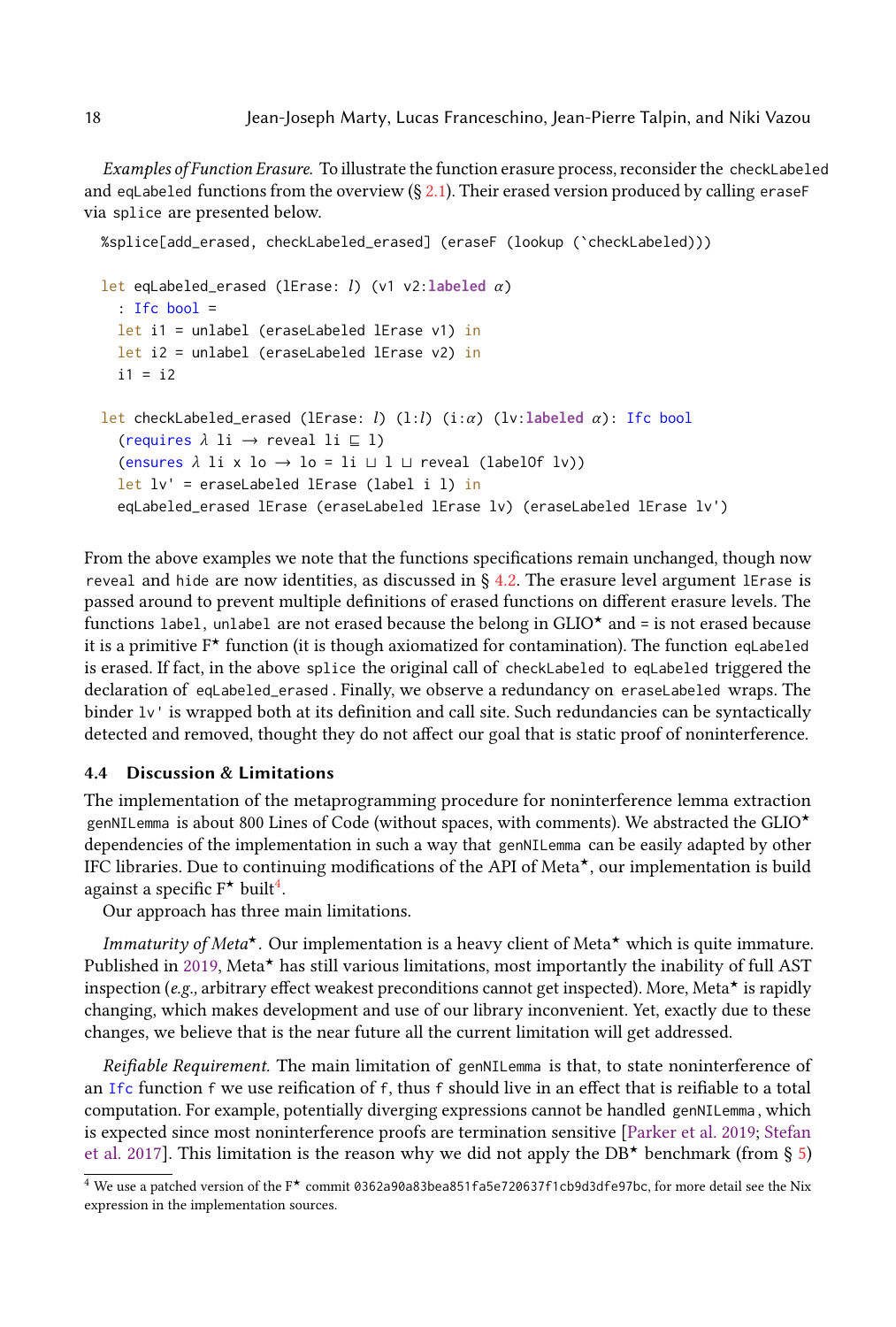*Examples of Function Erasure.* To illustrate the function erasure process, reconsider the `checkLabeled` and `eqLabeled` functions from the overview (§ 2.1). Their erased version produced by calling `eraseF` via `splice` are presented below.

```
%splice[add_erased, checkLabeled_erased] (eraseF (lookup (`checkLabeled)))

let eqLabeled_erased (lErase: l) (v1 v2:labeled α)
  : Ifc bool =
  let i1 = unlabel (eraseLabeled lErase v1) in
  let i2 = unlabel (eraseLabeled lErase v2) in
  i1 = i2

let checkLabeled_erased (lErase: l) (l:l) (i:α) (lv:labeled α): Ifc bool
  (requires λ li → reveal li ⊑ l)
  (ensures λ li x lo → lo = li ⊔ l ⊔ reveal (labelOf lv))
  let lv' = eraseLabeled lErase (label i l) in
  eqLabeled_erased lErase (eraseLabeled lErase lv) (eraseLabeled lErase lv')
```

From the above examples we note that the functions specifications remain unchanged, though now `reveal` and `hide` are now identities, as discussed in § 4.2. The erasure level argument `lErase` is passed around to prevent multiple definitions of erased functions on different erasure levels. The functions `label`, `unlabel` are not erased because the belong in GLIO⋆ and `=` is not erased because it is a primitive F⋆ function (it is though axiomatized for contamination). The function `eqLabeled` is erased. If fact, in the above `splice` the original call of `checkLabeled` to `eqLabeled` triggered the declaration of `eqLabeled_erased`. Finally, we observe a redundancy on `eraseLabeled` wraps. The binder `lv'` is wrapped both at its definition and call site. Such redundancies can be syntactically detected and removed, thought they do not affect our goal that is static proof of noninterference.

### 4.4 Discussion & Limitations

The implementation of the metaprogramming procedure for noninterference lemma extraction `genNILemma` is about 800 Lines of Code (without spaces, with comments). We abstracted the GLIO⋆ dependencies of the implementation in such a way that `genNILemma` can be easily adapted by other IFC libraries. Due to continuing modifications of the API of Meta⋆, our implementation is build against a specific F⋆ built[4].

Our approach has three main limitations.

*Immaturity of Meta⋆.* Our implementation is a heavy client of Meta⋆ which is quite immature. Published in 2019, Meta⋆ has still various limitations, most importantly the inability of full AST inspection (*e.g.,* arbitrary effect weakest preconditions cannot get inspected). More, Meta⋆ is rapidly changing, which makes development and use of our library inconvenient. Yet, exactly due to these changes, we believe that is the near future all the current limitation will get addressed.

*Reifiable Requirement.* The main limitation of `genNILemma` is that, to state noninterference of an `Ifc` function `f` we use reification of `f`, thus `f` should live in an effect that is reifiable to a total computation. For example, potentially diverging expressions cannot be handled `genNILemma`, which is expected since most noninterference proofs are termination sensitive [Parker et al. 2019; Stefan et al. 2017]. This limitation is the reason why we did not apply the DB⋆ benchmark (from § 5)

[4] We use a patched version of the F⋆ commit `0362a90a83bea851fa5e720637f1cb9d3dfe97bc`, for more detail see the Nix expression in the implementation sources.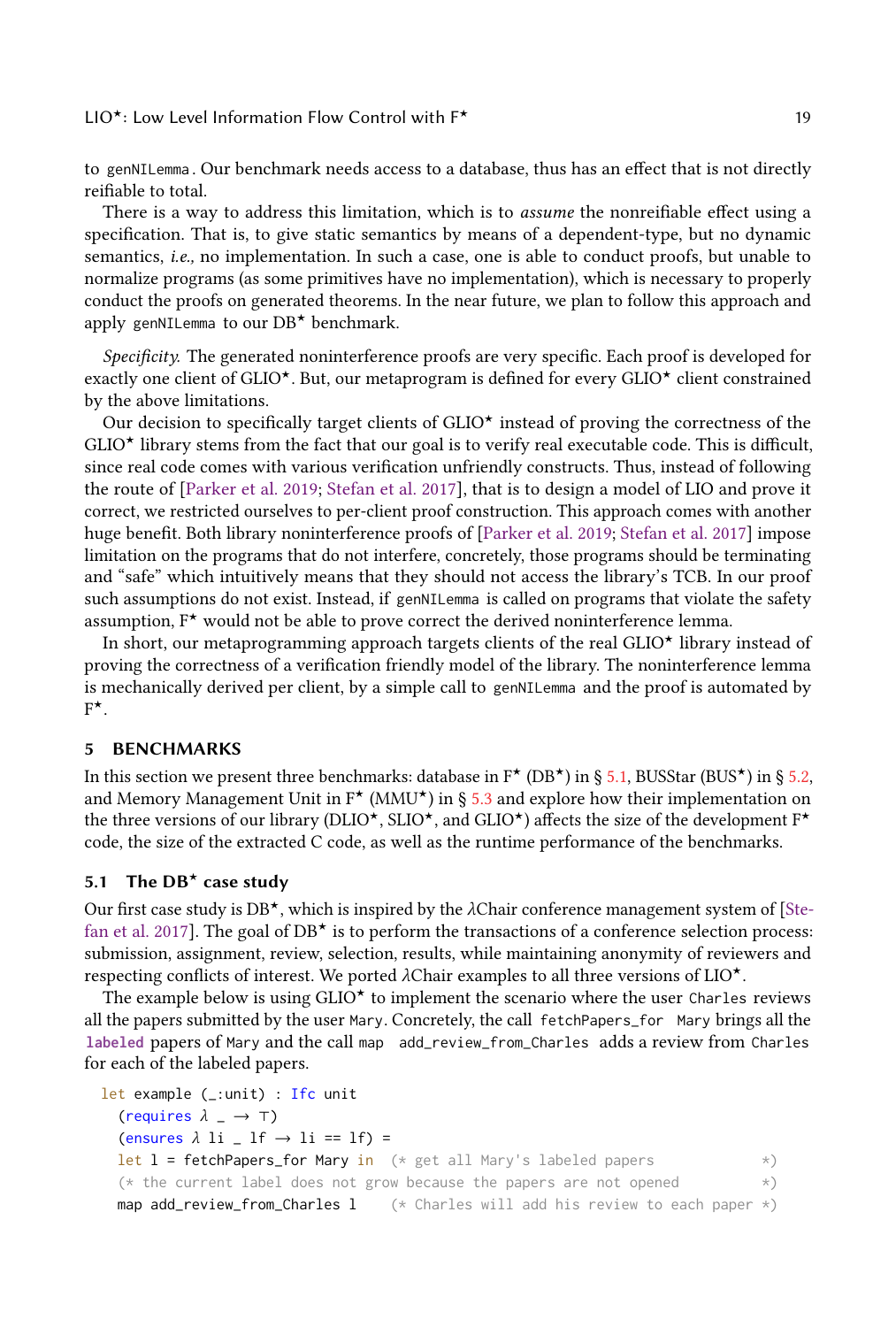to `genNILemma`. Our benchmark needs access to a database, thus has an effect that is not directly reifiable to total.

There is a way to address this limitation, which is to *assume* the nonreifiable effect using a specification. That is, to give static semantics by means of a dependent-type, but no dynamic semantics, *i.e.,* no implementation. In such a case, one is able to conduct proofs, but unable to normalize programs (as some primitives have no implementation), which is necessary to properly conduct the proofs on generated theorems. In the near future, we plan to follow this approach and apply `genNILemma` to our DB⋆ benchmark.

*Specificity.* The generated noninterference proofs are very specific. Each proof is developed for exactly one client of GLIO⋆. But, our metaprogram is defined for every GLIO⋆ client constrained by the above limitations.

Our decision to specifically target clients of GLIO⋆ instead of proving the correctness of the GLIO⋆ library stems from the fact that our goal is to verify real executable code. This is difficult, since real code comes with various verification unfriendly constructs. Thus, instead of following the route of [Parker et al. 2019; Stefan et al. 2017], that is to design a model of LIO and prove it correct, we restricted ourselves to per-client proof construction. This approach comes with another huge benefit. Both library noninterference proofs of [Parker et al. 2019; Stefan et al. 2017] impose limitation on the programs that do not interfere, concretely, those programs should be terminating and "safe" which intuitively means that they should not access the library's TCB. In our proof such assumptions do not exist. Instead, if `genNILemma` is called on programs that violate the safety assumption, F⋆ would not be able to prove correct the derived noninterference lemma.

In short, our metaprogramming approach targets clients of the real GLIO⋆ library instead of proving the correctness of a verification friendly model of the library. The noninterference lemma is mechanically derived per client, by a simple call to `genNILemma` and the proof is automated by F⋆.

## 5 BENCHMARKS

In this section we present three benchmarks: database in F⋆ (DB⋆) in § 5.1, BUSStar (BUS⋆) in § 5.2, and Memory Management Unit in F⋆ (MMU⋆) in § 5.3 and explore how their implementation on the three versions of our library (DLIO⋆, SLIO⋆, and GLIO⋆) affects the size of the development F⋆ code, the size of the extracted C code, as well as the runtime performance of the benchmarks.

### 5.1 The DB⋆ case study

Our first case study is DB⋆, which is inspired by the λChair conference management system of [Stefan et al. 2017]. The goal of DB⋆ is to perform the transactions of a conference selection process: submission, assignment, review, selection, results, while maintaining anonymity of reviewers and respecting conflicts of interest. We ported λChair examples to all three versions of LIO⋆.

The example below is using GLIO⋆ to implement the scenario where the user `Charles` reviews all the papers submitted by the user `Mary`. Concretely, the call `fetchPapers_for Mary` brings all the **labeled** papers of `Mary` and the call `map add_review_from_Charles` adds a review from `Charles` for each of the labeled papers.

```
let example (_:unit) : Ifc unit
  (requires λ _ → ⊤)
  (ensures λ li _ lf → li == lf) =
  let l = fetchPapers_for Mary in  (* get all Mary's labeled papers            *)
  (* the current label does not grow because the papers are not opened         *)
  map add_review_from_Charles l    (* Charles will add his review to each paper *)
```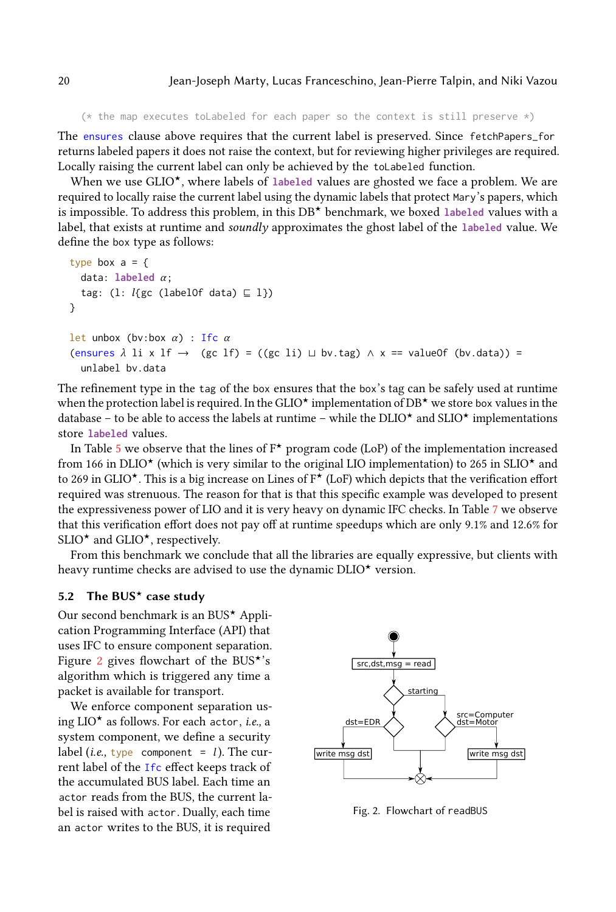```
(* the map executes toLabeled for each paper so the context is still preserve *)
```

The `ensures` clause above requires that the current label is preserved. Since `fetchPapers_for` returns labeled papers it does not raise the context, but for reviewing higher privileges are required. Locally raising the current label can only be achieved by the `toLabeled` function.

When we use GLIO★, where labels of `labeled` values are ghosted we face a problem. We are required to locally raise the current label using the dynamic labels that protect `Mary`'s papers, which is impossible. To address this problem, in this DB★ benchmark, we boxed `labeled` values with a label, that exists at runtime and *soundly* approximates the ghost label of the `labeled` value. We define the `box` type as follows:

```
type box a = {
  data: labeled α;
  tag: (l: l{gc (labelOf data) ⊑ l})
}

let unbox (bv:box α) : Ifc α
(ensures λ li x lf →  (gc lf) = ((gc li) ⊔ bv.tag) ∧ x == valueOf (bv.data)) =
  unlabel bv.data
```

The refinement type in the `tag` of the `box` ensures that the `box`'s tag can be safely used at runtime when the protection label is required. In the GLIO★ implementation of DB★ we store `box` values in the database – to be able to access the labels at runtime – while the DLIO★ and SLIO★ implementations store `labeled` values.

In Table 5 we observe that the lines of F★ program code (LoP) of the implementation increased from 166 in DLIO★ (which is very similar to the original LIO implementation) to 265 in SLIO★ and to 269 in GLIO★. This is a big increase on Lines of F★ (LoF) which depicts that the verification effort required was strenuous. The reason for that is that this specific example was developed to present the expressiveness power of LIO and it is very heavy on dynamic IFC checks. In Table 7 we observe that this verification effort does not pay off at runtime speedups which are only 9.1% and 12.6% for SLIO★ and GLIO★, respectively.

From this benchmark we conclude that all the libraries are equally expressive, but clients with heavy runtime checks are advised to use the dynamic DLIO★ version.

### 5.2 The BUS★ case study

Our second benchmark is an BUS★ Application Programming Interface (API) that uses IFC to ensure component separation. Figure 2 gives flowchart of the BUS★'s algorithm which is triggered any time a packet is available for transport.

We enforce component separation using LIO★ as follows. For each `actor`, *i.e.,* a system component, we define a security label (*i.e.,* `type component = l`). The current label of the `Ifc` effect keeps track of the accumulated BUS label. Each time an `actor` reads from the BUS, the current label is raised with `actor`. Dually, each time an `actor` writes to the BUS, it is required

Fig. 2. Flowchart of readBUS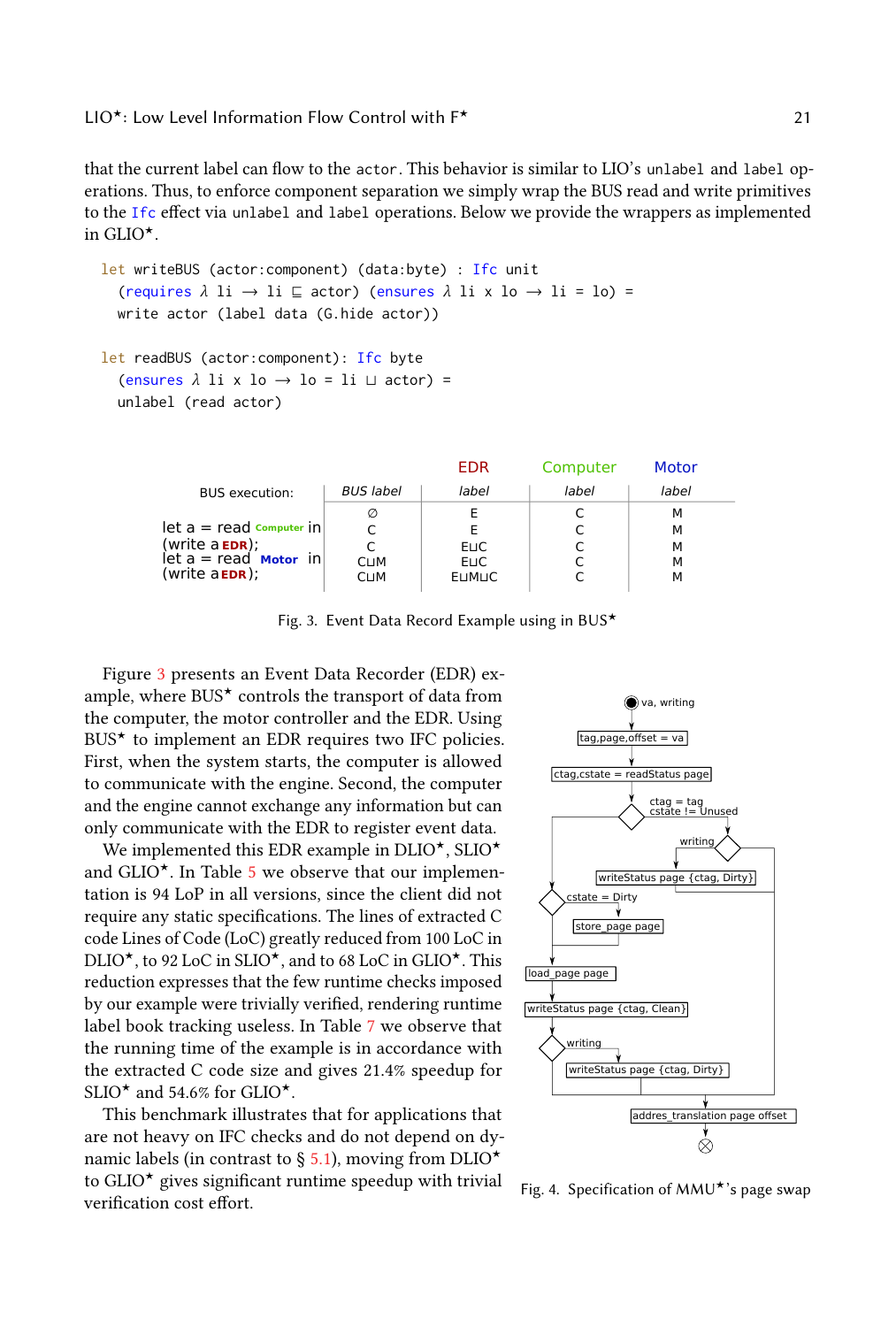that the current label can flow to the `actor`. This behavior is similar to LIO's `unlabel` and `label` operations. Thus, to enforce component separation we simply wrap the BUS read and write primitives to the `Ifc` effect via `unlabel` and `label` operations. Below we provide the wrappers as implemented in GLIO⋆.

```
let writeBUS (actor:component) (data:byte) : Ifc unit
  (requires λ li → li ⊑ actor) (ensures λ li x lo → li = lo) =
  write actor (label data (G.hide actor))

let readBUS (actor:component): Ifc byte
  (ensures λ li x lo → lo = li ⊔ actor) =
  unlabel (read actor)
```

| BUS execution: | BUS label | EDR label | Computer label | Motor label |
|---|---|---|---|---|
| | ∅ | E | C | M |
| let a = read Computer in | C | E | C | M |
| (write a EDR); | C | E⊔C | C | M |
| let a = read Motor in | C⊔M | E⊔C | C | M |
| (write a EDR); | C⊔M | E⊔M⊔C | C | M |

Fig. 3. Event Data Record Example using in BUS⋆

Figure 3 presents an Event Data Recorder (EDR) example, where BUS⋆ controls the transport of data from the computer, the motor controller and the EDR. Using BUS⋆ to implement an EDR requires two IFC policies. First, when the system starts, the computer is allowed to communicate with the engine. Second, the computer and the engine cannot exchange any information but can only communicate with the EDR to register event data.

We implemented this EDR example in DLIO⋆, SLIO⋆ and GLIO⋆. In Table 5 we observe that our implementation is 94 LoP in all versions, since the client did not require any static specifications. The lines of extracted C code Lines of Code (LoC) greatly reduced from 100 LoC in DLIO⋆, to 92 LoC in SLIO⋆, and to 68 LoC in GLIO⋆. This reduction expresses that the few runtime checks imposed by our example were trivially verified, rendering runtime label book tracking useless. In Table 7 we observe that the running time of the example is in accordance with the extracted C code size and gives 21.4% speedup for SLIO⋆ and 54.6% for GLIO⋆.

This benchmark illustrates that for applications that are not heavy on IFC checks and do not depend on dynamic labels (in contrast to § 5.1), moving from DLIO⋆ to GLIO⋆ gives significant runtime speedup with trivial verification cost effort.

Fig. 4. Specification of MMU⋆'s page swap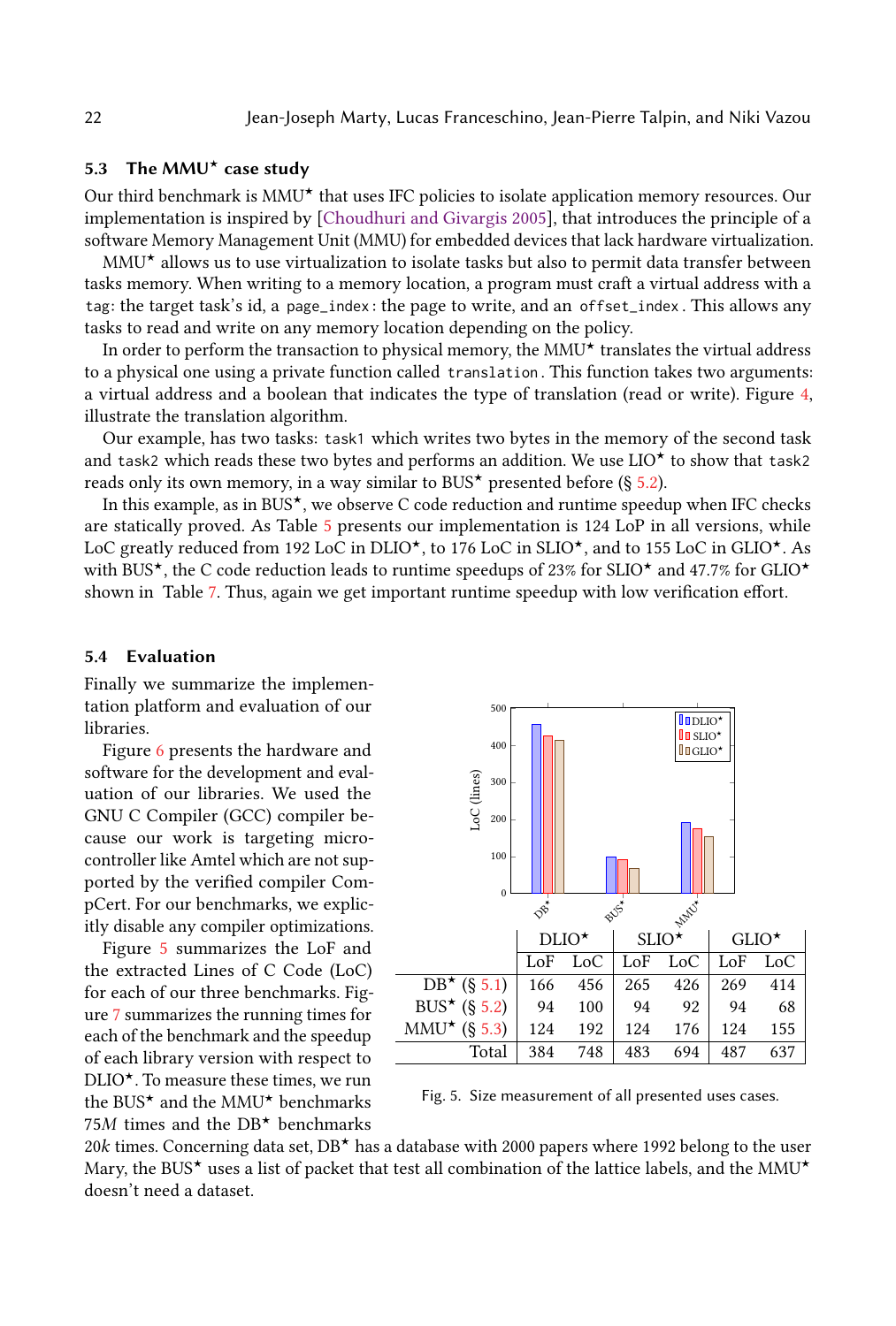### 5.3 The MMU★ case study

Our third benchmark is MMU★ that uses IFC policies to isolate application memory resources. Our implementation is inspired by [Choudhuri and Givargis 2005], that introduces the principle of a software Memory Management Unit (MMU) for embedded devices that lack hardware virtualization.

MMU★ allows us to use virtualization to isolate tasks but also to permit data transfer between tasks memory. When writing to a memory location, a program must craft a virtual address with a `tag`: the target task's id, a `page_index`: the page to write, and an `offset_index`. This allows any tasks to read and write on any memory location depending on the policy.

In order to perform the transaction to physical memory, the MMU★ translates the virtual address to a physical one using a private function called `translation`. This function takes two arguments: a virtual address and a boolean that indicates the type of translation (read or write). Figure 4, illustrate the translation algorithm.

Our example, has two tasks: `task1` which writes two bytes in the memory of the second task and `task2` which reads these two bytes and performs an addition. We use LIO★ to show that `task2` reads only its own memory, in a way similar to BUS★ presented before (§ 5.2).

In this example, as in BUS★, we observe C code reduction and runtime speedup when IFC checks are statically proved. As Table 5 presents our implementation is 124 LoP in all versions, while LoC greatly reduced from 192 LoC in DLIO★, to 176 LoC in SLIO★, and to 155 LoC in GLIO★. As with BUS★, the C code reduction leads to runtime speedups of 23% for SLIO★ and 47.7% for GLIO★ shown in Table 7. Thus, again we get important runtime speedup with low verification effort.

### 5.4 Evaluation

Finally we summarize the implementation platform and evaluation of our libraries.

Figure 6 presents the hardware and software for the development and evaluation of our libraries. We used the GNU C Compiler (GCC) compiler because our work is targeting microcontroller like Amtel which are not supported by the verified compiler CompCert. For our benchmarks, we explicitly disable any compiler optimizations.

Figure 5 summarizes the LoF and the extracted Lines of C Code (LoC) for each of our three benchmarks. Figure 7 summarizes the running times for each of the benchmark and the speedup of each library version with respect to DLIO★. To measure these times, we run the BUS★ and the MMU★ benchmarks 75$M$ times and the DB★ benchmarks 20$k$ times. Concerning data set, DB★ has a database with 2000 papers where 1992 belong to the user Mary, the BUS★ uses a list of packet that test all combination of the lattice labels, and the MMU★ doesn't need a dataset.

| | DLIO★ | | SLIO★ | | GLIO★ | |
|---|---|---|---|---|---|---|
| | LoF | LoC | LoF | LoC | LoF | LoC |
| DB★ (§ 5.1) | 166 | 456 | 265 | 426 | 269 | 414 |
| BUS★ (§ 5.2) | 94 | 100 | 94 | 92 | 94 | 68 |
| MMU★ (§ 5.3) | 124 | 192 | 124 | 176 | 124 | 155 |
| Total | 384 | 748 | 483 | 694 | 487 | 637 |

Fig. 5. Size measurement of all presented uses cases.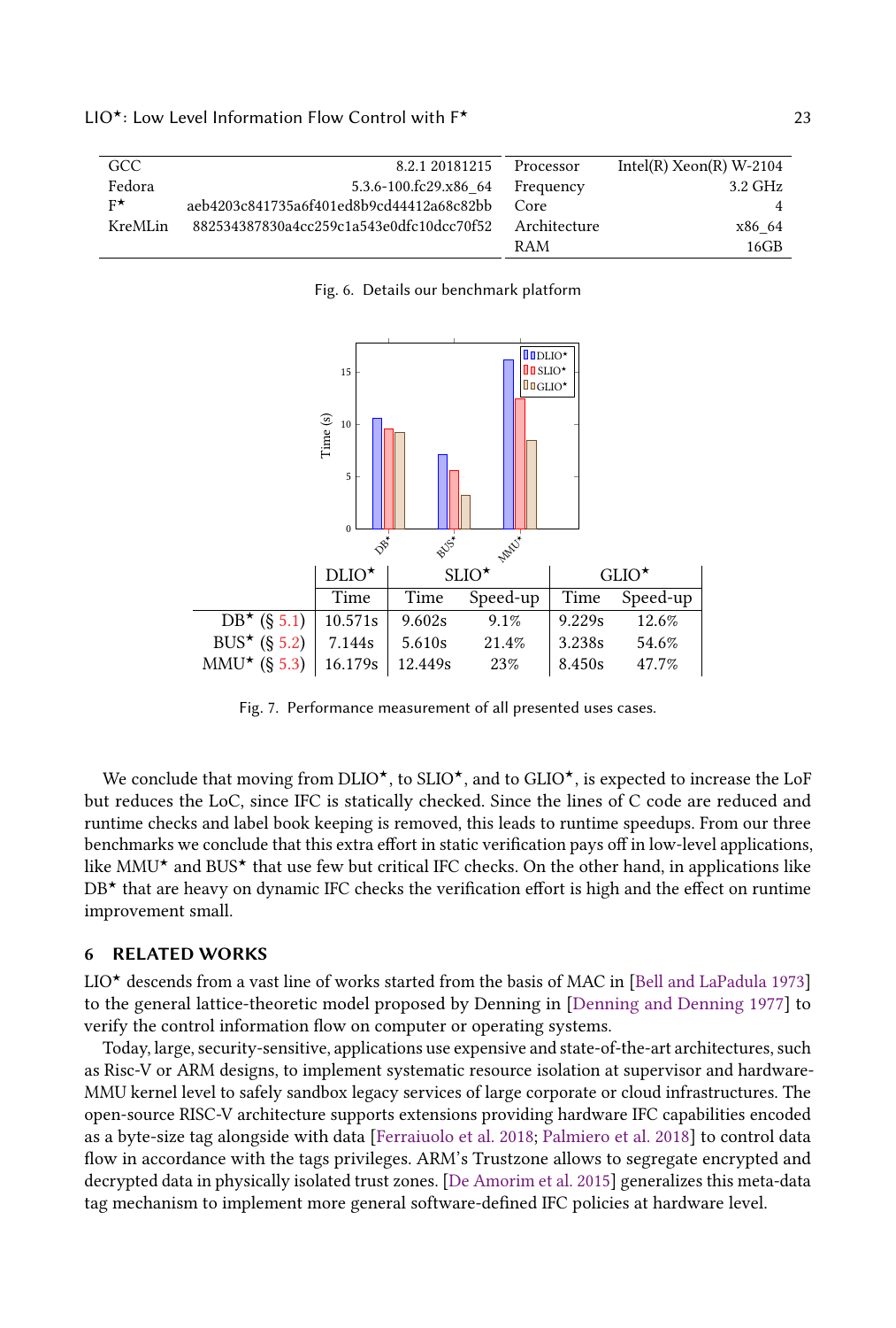| GCC | 8.2.1 20181215 | Processor | Intel(R) Xeon(R) W-2104 |
|---|---|---|---|
| Fedora | 5.3.6-100.fc29.x86_64 | Frequency | 3.2 GHz |
| F⋆ | aeb4203c841735a6f401ed8b9cd44412a68c82bb | Core | 4 |
| KreMLin | 882534387830a4cc259c1a543e0dfc10dcc70f52 | Architecture | x86_64 |
| | | RAM | 16GB |

Fig. 6. Details our benchmark platform

| | DLIO⋆ | SLIO⋆ | | GLIO⋆ | |
|---|---|---|---|---|---|
| | Time | Time | Speed-up | Time | Speed-up |
| DB⋆ (§ 5.1) | 10.571s | 9.602s | 9.1% | 9.229s | 12.6% |
| BUS⋆ (§ 5.2) | 7.144s | 5.610s | 21.4% | 3.238s | 54.6% |
| MMU⋆ (§ 5.3) | 16.179s | 12.449s | 23% | 8.450s | 47.7% |

Fig. 7. Performance measurement of all presented uses cases.

We conclude that moving from DLIO⋆, to SLIO⋆, and to GLIO⋆, is expected to increase the LoF but reduces the LoC, since IFC is statically checked. Since the lines of C code are reduced and runtime checks and label book keeping is removed, this leads to runtime speedups. From our three benchmarks we conclude that this extra effort in static verification pays off in low-level applications, like MMU⋆ and BUS⋆ that use few but critical IFC checks. On the other hand, in applications like DB⋆ that are heavy on dynamic IFC checks the verification effort is high and the effect on runtime improvement small.

## 6 RELATED WORKS

LIO⋆ descends from a vast line of works started from the basis of MAC in [Bell and LaPadula 1973] to the general lattice-theoretic model proposed by Denning in [Denning and Denning 1977] to verify the control information flow on computer or operating systems.

Today, large, security-sensitive, applications use expensive and state-of-the-art architectures, such as Risc-V or ARM designs, to implement systematic resource isolation at supervisor and hardware-MMU kernel level to safely sandbox legacy services of large corporate or cloud infrastructures. The open-source RISC-V architecture supports extensions providing hardware IFC capabilities encoded as a byte-size tag alongside with data [Ferraiuolo et al. 2018; Palmiero et al. 2018] to control data flow in accordance with the tags privileges. ARM's Trustzone allows to segregate encrypted and decrypted data in physically isolated trust zones. [De Amorim et al. 2015] generalizes this meta-data tag mechanism to implement more general software-defined IFC policies at hardware level.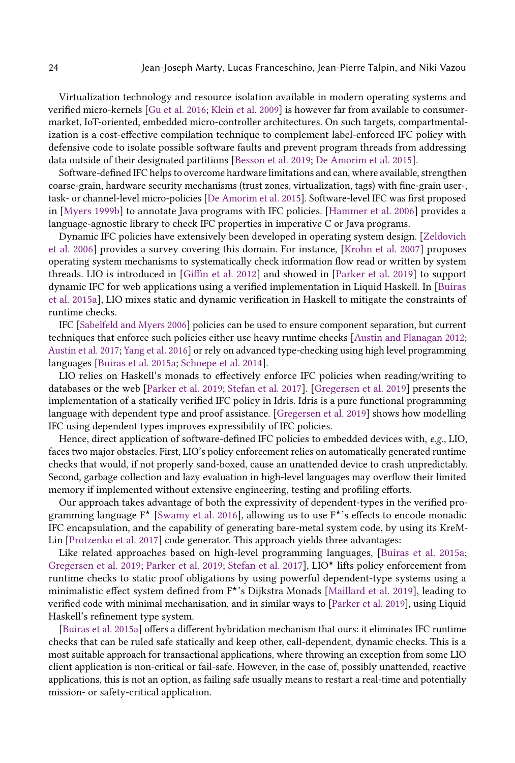Virtualization technology and resource isolation available in modern operating systems and verified micro-kernels [Gu et al. 2016; Klein et al. 2009] is however far from available to consumer-market, IoT-oriented, embedded micro-controller architectures. On such targets, compartmentalization is a cost-effective compilation technique to complement label-enforced IFC policy with defensive code to isolate possible software faults and prevent program threads from addressing data outside of their designated partitions [Besson et al. 2019; De Amorim et al. 2015].

Software-defined IFC helps to overcome hardware limitations and can, where available, strengthen coarse-grain, hardware security mechanisms (trust zones, virtualization, tags) with fine-grain user-, task- or channel-level micro-policies [De Amorim et al. 2015]. Software-level IFC was first proposed in [Myers 1999b] to annotate Java programs with IFC policies. [Hammer et al. 2006] provides a language-agnostic library to check IFC properties in imperative C or Java programs.

Dynamic IFC policies have extensively been developed in operating system design. [Zeldovich et al. 2006] provides a survey covering this domain. For instance, [Krohn et al. 2007] proposes operating system mechanisms to systematically check information flow read or written by system threads. LIO is introduced in [Giffin et al. 2012] and showed in [Parker et al. 2019] to support dynamic IFC for web applications using a verified implementation in Liquid Haskell. In [Buiras et al. 2015a], LIO mixes static and dynamic verification in Haskell to mitigate the constraints of runtime checks.

IFC [Sabelfeld and Myers 2006] policies can be used to ensure component separation, but current techniques that enforce such policies either use heavy runtime checks [Austin and Flanagan 2012; Austin et al. 2017; Yang et al. 2016] or rely on advanced type-checking using high level programming languages [Buiras et al. 2015a; Schoepe et al. 2014].

LIO relies on Haskell's monads to effectively enforce IFC policies when reading/writing to databases or the web [Parker et al. 2019; Stefan et al. 2017]. [Gregersen et al. 2019] presents the implementation of a statically verified IFC policy in Idris. Idris is a pure functional programming language with dependent type and proof assistance. [Gregersen et al. 2019] shows how modelling IFC using dependent types improves expressibility of IFC policies.

Hence, direct application of software-defined IFC policies to embedded devices with, *e.g.,* LIO, faces two major obstacles. First, LIO's policy enforcement relies on automatically generated runtime checks that would, if not properly sand-boxed, cause an unattended device to crash unpredictably. Second, garbage collection and lazy evaluation in high-level languages may overflow their limited memory if implemented without extensive engineering, testing and profiling efforts.

Our approach takes advantage of both the expressivity of dependent-types in the verified programming language F$^\star$ [Swamy et al. 2016], allowing us to use F$^\star$'s effects to encode monadic IFC encapsulation, and the capability of generating bare-metal system code, by using its KreMLin [Protzenko et al. 2017] code generator. This approach yields three advantages:

Like related approaches based on high-level programming languages, [Buiras et al. 2015a; Gregersen et al. 2019; Parker et al. 2019; Stefan et al. 2017], LIO$^\star$ lifts policy enforcement from runtime checks to static proof obligations by using powerful dependent-type systems using a minimalistic effect system defined from F$^\star$'s Dijkstra Monads [Maillard et al. 2019], leading to verified code with minimal mechanisation, and in similar ways to [Parker et al. 2019], using Liquid Haskell's refinement type system.

[Buiras et al. 2015a] offers a different hybridation mechanism that ours: it eliminates IFC runtime checks that can be ruled safe statically and keep other, call-dependent, dynamic checks. This is a most suitable approach for transactional applications, where throwing an exception from some LIO client application is non-critical or fail-safe. However, in the case of, possibly unattended, reactive applications, this is not an option, as failing safe usually means to restart a real-time and potentially mission- or safety-critical application.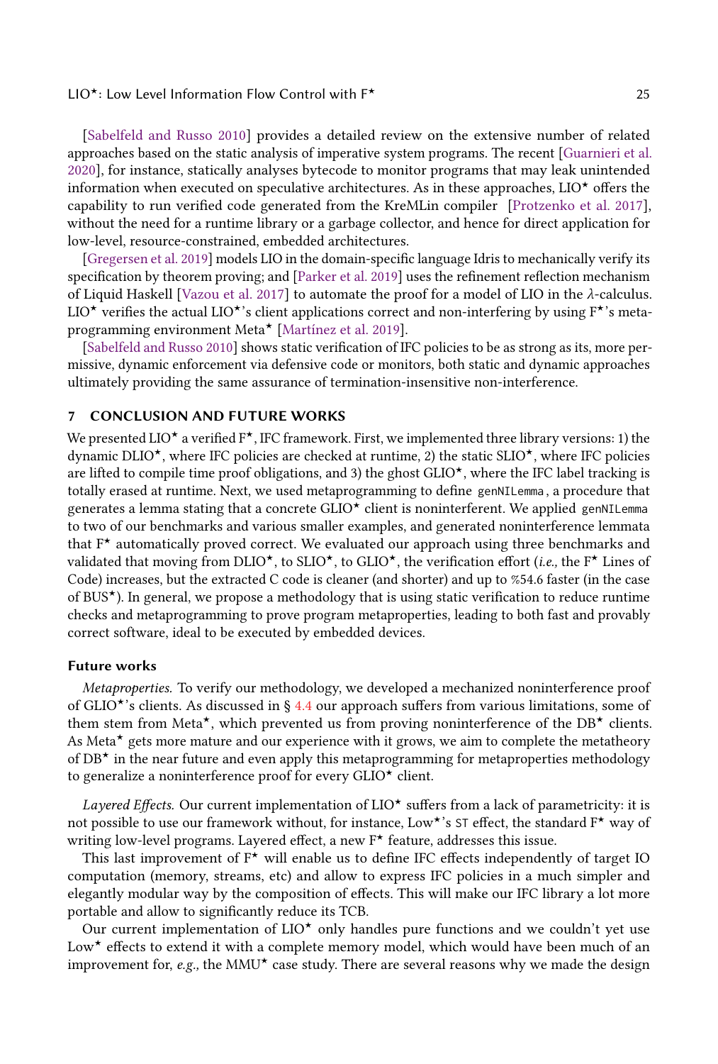[Sabelfeld and Russo 2010] provides a detailed review on the extensive number of related approaches based on the static analysis of imperative system programs. The recent [Guarnieri et al. 2020], for instance, statically analyses bytecode to monitor programs that may leak unintended information when executed on speculative architectures. As in these approaches, LIO⋆ offers the capability to run verified code generated from the KreMLin compiler [Protzenko et al. 2017], without the need for a runtime library or a garbage collector, and hence for direct application for low-level, resource-constrained, embedded architectures.

[Gregersen et al. 2019] models LIO in the domain-specific language Idris to mechanically verify its specification by theorem proving; and [Parker et al. 2019] uses the refinement reflection mechanism of Liquid Haskell [Vazou et al. 2017] to automate the proof for a model of LIO in the $\lambda$-calculus. LIO⋆ verifies the actual LIO⋆'s client applications correct and non-interfering by using F⋆'s meta-programming environment Meta⋆ [Martínez et al. 2019].

[Sabelfeld and Russo 2010] shows static verification of IFC policies to be as strong as its, more permissive, dynamic enforcement via defensive code or monitors, both static and dynamic approaches ultimately providing the same assurance of termination-insensitive non-interference.

## 7 CONCLUSION AND FUTURE WORKS

We presented LIO⋆ a verified F⋆, IFC framework. First, we implemented three library versions: 1) the dynamic DLIO⋆, where IFC policies are checked at runtime, 2) the static SLIO⋆, where IFC policies are lifted to compile time proof obligations, and 3) the ghost GLIO⋆, where the IFC label tracking is totally erased at runtime. Next, we used metaprogramming to define `genNILemma`, a procedure that generates a lemma stating that a concrete GLIO⋆ client is noninterferent. We applied `genNILemma` to two of our benchmarks and various smaller examples, and generated noninterference lemmata that F⋆ automatically proved correct. We evaluated our approach using three benchmarks and validated that moving from DLIO⋆, to SLIO⋆, to GLIO⋆, the verification effort (*i.e.,* the F⋆ Lines of Code) increases, but the extracted C code is cleaner (and shorter) and up to %54.6 faster (in the case of BUS⋆). In general, we propose a methodology that is using static verification to reduce runtime checks and metaprogramming to prove program metaproperties, leading to both fast and provably correct software, ideal to be executed by embedded devices.

### Future works

*Metaproperties.* To verify our methodology, we developed a mechanized noninterference proof of GLIO⋆'s clients. As discussed in § 4.4 our approach suffers from various limitations, some of them stem from Meta⋆, which prevented us from proving noninterference of the DB⋆ clients. As Meta⋆ gets more mature and our experience with it grows, we aim to complete the metatheory of DB⋆ in the near future and even apply this metaprogramming for metaproperties methodology to generalize a noninterference proof for every GLIO⋆ client.

*Layered Effects.* Our current implementation of LIO⋆ suffers from a lack of parametricity: it is not possible to use our framework without, for instance, Low⋆'s `ST` effect, the standard F⋆ way of writing low-level programs. Layered effect, a new F⋆ feature, addresses this issue.

This last improvement of F⋆ will enable us to define IFC effects independently of target IO computation (memory, streams, etc) and allow to express IFC policies in a much simpler and elegantly modular way by the composition of effects. This will make our IFC library a lot more portable and allow to significantly reduce its TCB.

Our current implementation of LIO⋆ only handles pure functions and we couldn't yet use Low⋆ effects to extend it with a complete memory model, which would have been much of an improvement for, *e.g.,* the MMU⋆ case study. There are several reasons why we made the design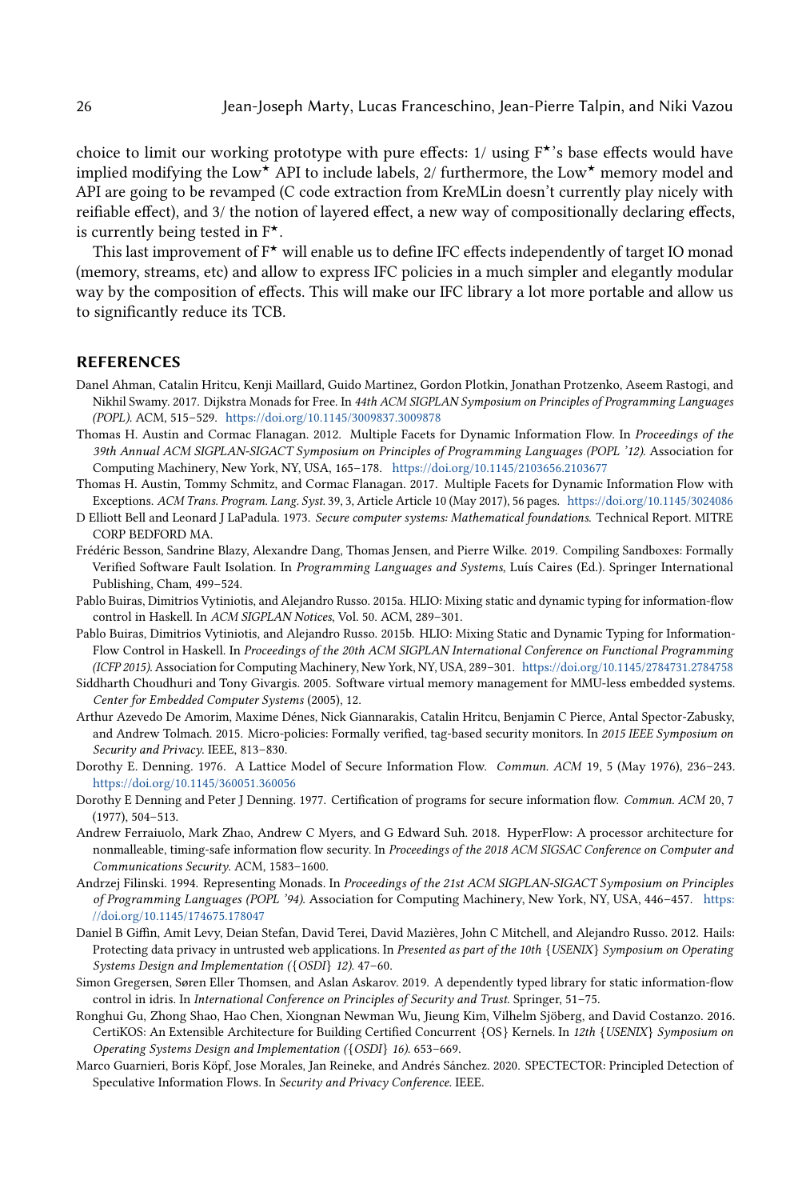choice to limit our working prototype with pure effects: 1/ using F⋆'s base effects would have implied modifying the Low⋆ API to include labels, 2/ furthermore, the Low⋆ memory model and API are going to be revamped (C code extraction from KreMLin doesn't currently play nicely with reifiable effect), and 3/ the notion of layered effect, a new way of compositionally declaring effects, is currently being tested in F⋆.

This last improvement of F⋆ will enable us to define IFC effects independently of target IO monad (memory, streams, etc) and allow to express IFC policies in a much simpler and elegantly modular way by the composition of effects. This will make our IFC library a lot more portable and allow us to significantly reduce its TCB.

## REFERENCES

Danel Ahman, Catalin Hritcu, Kenji Maillard, Guido Martinez, Gordon Plotkin, Jonathan Protzenko, Aseem Rastogi, and Nikhil Swamy. 2017. Dijkstra Monads for Free. In *44th ACM SIGPLAN Symposium on Principles of Programming Languages (POPL)*. ACM, 515–529. https://doi.org/10.1145/3009837.3009878

Thomas H. Austin and Cormac Flanagan. 2012. Multiple Facets for Dynamic Information Flow. In *Proceedings of the 39th Annual ACM SIGPLAN-SIGACT Symposium on Principles of Programming Languages (POPL '12)*. Association for Computing Machinery, New York, NY, USA, 165–178. https://doi.org/10.1145/2103656.2103677

Thomas H. Austin, Tommy Schmitz, and Cormac Flanagan. 2017. Multiple Facets for Dynamic Information Flow with Exceptions. *ACM Trans. Program. Lang. Syst.* 39, 3, Article Article 10 (May 2017), 56 pages. https://doi.org/10.1145/3024086

D Elliott Bell and Leonard J LaPadula. 1973. *Secure computer systems: Mathematical foundations*. Technical Report. MITRE CORP BEDFORD MA.

Frédéric Besson, Sandrine Blazy, Alexandre Dang, Thomas Jensen, and Pierre Wilke. 2019. Compiling Sandboxes: Formally Verified Software Fault Isolation. In *Programming Languages and Systems*, Luís Caires (Ed.). Springer International Publishing, Cham, 499–524.

Pablo Buiras, Dimitrios Vytiniotis, and Alejandro Russo. 2015a. HLIO: Mixing static and dynamic typing for information-flow control in Haskell. In *ACM SIGPLAN Notices*, Vol. 50. ACM, 289–301.

Pablo Buiras, Dimitrios Vytiniotis, and Alejandro Russo. 2015b. HLIO: Mixing Static and Dynamic Typing for Information-Flow Control in Haskell. In *Proceedings of the 20th ACM SIGPLAN International Conference on Functional Programming (ICFP 2015)*. Association for Computing Machinery, New York, NY, USA, 289–301. https://doi.org/10.1145/2784731.2784758

Siddharth Choudhuri and Tony Givargis. 2005. Software virtual memory management for MMU-less embedded systems. *Center for Embedded Computer Systems* (2005), 12.

Arthur Azevedo De Amorim, Maxime Dénes, Nick Giannarakis, Catalin Hritcu, Benjamin C Pierce, Antal Spector-Zabusky, and Andrew Tolmach. 2015. Micro-policies: Formally verified, tag-based security monitors. In *2015 IEEE Symposium on Security and Privacy*. IEEE, 813–830.

Dorothy E. Denning. 1976. A Lattice Model of Secure Information Flow. *Commun. ACM* 19, 5 (May 1976), 236–243. https://doi.org/10.1145/360051.360056

Dorothy E Denning and Peter J Denning. 1977. Certification of programs for secure information flow. *Commun. ACM* 20, 7 (1977), 504–513.

Andrew Ferraiuolo, Mark Zhao, Andrew C Myers, and G Edward Suh. 2018. HyperFlow: A processor architecture for nonmalleable, timing-safe information flow security. In *Proceedings of the 2018 ACM SIGSAC Conference on Computer and Communications Security*. ACM, 1583–1600.

Andrzej Filinski. 1994. Representing Monads. In *Proceedings of the 21st ACM SIGPLAN-SIGACT Symposium on Principles of Programming Languages (POPL '94)*. Association for Computing Machinery, New York, NY, USA, 446–457. https://doi.org/10.1145/174675.178047

Daniel B Giffin, Amit Levy, Deian Stefan, David Terei, David Mazières, John C Mitchell, and Alejandro Russo. 2012. Hails: Protecting data privacy in untrusted web applications. In *Presented as part of the 10th {USENIX} Symposium on Operating Systems Design and Implementation ({OSDI} 12)*. 47–60.

Simon Gregersen, Søren Eller Thomsen, and Aslan Askarov. 2019. A dependently typed library for static information-flow control in idris. In *International Conference on Principles of Security and Trust*. Springer, 51–75.

Ronghui Gu, Zhong Shao, Hao Chen, Xiongnan Newman Wu, Jieung Kim, Vilhelm Sjöberg, and David Costanzo. 2016. CertiKOS: An Extensible Architecture for Building Certified Concurrent {OS} Kernels. In *12th {USENIX} Symposium on Operating Systems Design and Implementation ({OSDI} 16)*. 653–669.

Marco Guarnieri, Boris Köpf, Jose Morales, Jan Reineke, and Andrés Sánchez. 2020. SPECTECTOR: Principled Detection of Speculative Information Flows. In *Security and Privacy Conference*. IEEE.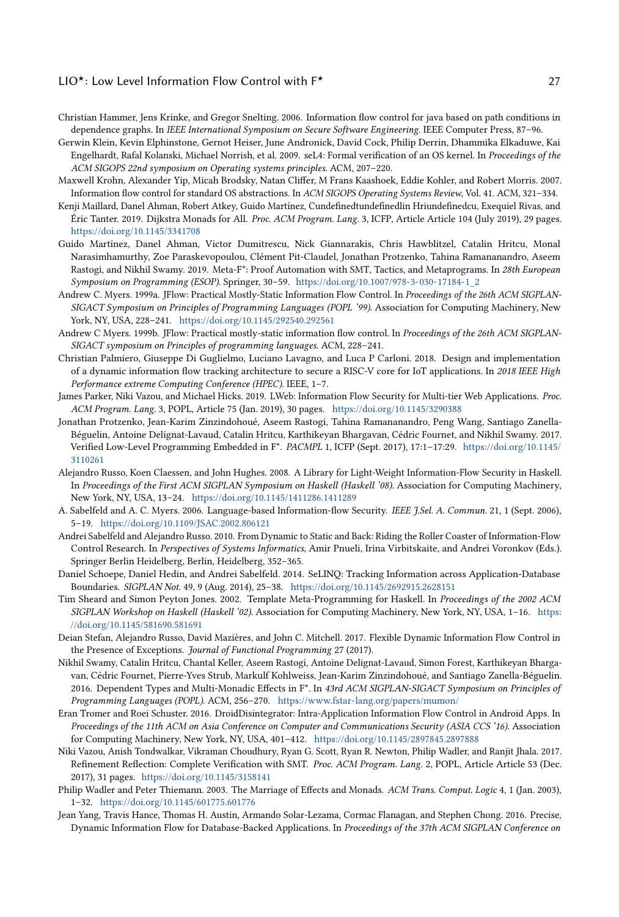Christian Hammer, Jens Krinke, and Gregor Snelting. 2006. Information flow control for java based on path conditions in dependence graphs. In *IEEE International Symposium on Secure Software Engineering*. IEEE Computer Press, 87–96.

Gerwin Klein, Kevin Elphinstone, Gernot Heiser, June Andronick, David Cock, Philip Derrin, Dhammika Elkaduwe, Kai Engelhardt, Rafal Kolanski, Michael Norrish, et al. 2009. seL4: Formal verification of an OS kernel. In *Proceedings of the ACM SIGOPS 22nd symposium on Operating systems principles*. ACM, 207–220.

Maxwell Krohn, Alexander Yip, Micah Brodsky, Natan Cliffer, M Frans Kaashoek, Eddie Kohler, and Robert Morris. 2007. Information flow control for standard OS abstractions. In *ACM SIGOPS Operating Systems Review*, Vol. 41. ACM, 321–334.

Kenji Maillard, Danel Ahman, Robert Atkey, Guido Martínez, Cundefinedtundefinedlin Hriundefinedcu, Exequiel Rivas, and Éric Tanter. 2019. Dijkstra Monads for All. *Proc. ACM Program. Lang.* 3, ICFP, Article Article 104 (July 2019), 29 pages. https://doi.org/10.1145/3341708

Guido Martínez, Danel Ahman, Victor Dumitrescu, Nick Giannarakis, Chris Hawblitzel, Catalin Hritcu, Monal Narasimhamurthy, Zoe Paraskevopoulou, Clément Pit-Claudel, Jonathan Protzenko, Tahina Ramananandro, Aseem Rastogi, and Nikhil Swamy. 2019. Meta-F*: Proof Automation with SMT, Tactics, and Metaprograms. In *28th European Symposium on Programming (ESOP)*. Springer, 30–59. https://doi.org/10.1007/978-3-030-17184-1_2

Andrew C. Myers. 1999a. JFlow: Practical Mostly-Static Information Flow Control. In *Proceedings of the 26th ACM SIGPLAN-SIGACT Symposium on Principles of Programming Languages (POPL '99)*. Association for Computing Machinery, New York, NY, USA, 228–241. https://doi.org/10.1145/292540.292561

Andrew C Myers. 1999b. JFlow: Practical mostly-static information flow control. In *Proceedings of the 26th ACM SIGPLAN-SIGACT symposium on Principles of programming languages*. ACM, 228–241.

Christian Palmiero, Giuseppe Di Guglielmo, Luciano Lavagno, and Luca P Carloni. 2018. Design and implementation of a dynamic information flow tracking architecture to secure a RISC-V core for IoT applications. In *2018 IEEE High Performance extreme Computing Conference (HPEC)*. IEEE, 1–7.

James Parker, Niki Vazou, and Michael Hicks. 2019. LWeb: Information Flow Security for Multi-tier Web Applications. *Proc. ACM Program. Lang.* 3, POPL, Article 75 (Jan. 2019), 30 pages. https://doi.org/10.1145/3290388

Jonathan Protzenko, Jean-Karim Zinzindohoué, Aseem Rastogi, Tahina Ramananandro, Peng Wang, Santiago Zanella-Béguelin, Antoine Delignat-Lavaud, Catalin Hritcu, Karthikeyan Bhargavan, Cédric Fournet, and Nikhil Swamy. 2017. Verified Low-Level Programming Embedded in F*. *PACMPL* 1, ICFP (Sept. 2017), 17:1–17:29. https://doi.org/10.1145/3110261

Alejandro Russo, Koen Claessen, and John Hughes. 2008. A Library for Light-Weight Information-Flow Security in Haskell. In *Proceedings of the First ACM SIGPLAN Symposium on Haskell (Haskell '08)*. Association for Computing Machinery, New York, NY, USA, 13–24. https://doi.org/10.1145/1411286.1411289

A. Sabelfeld and A. C. Myers. 2006. Language-based Information-flow Security. *IEEE J.Sel. A. Commun.* 21, 1 (Sept. 2006), 5–19. https://doi.org/10.1109/JSAC.2002.806121

Andrei Sabelfeld and Alejandro Russo. 2010. From Dynamic to Static and Back: Riding the Roller Coaster of Information-Flow Control Research. In *Perspectives of Systems Informatics*, Amir Pnueli, Irina Virbitskaite, and Andrei Voronkov (Eds.). Springer Berlin Heidelberg, Berlin, Heidelberg, 352–365.

Daniel Schoepe, Daniel Hedin, and Andrei Sabelfeld. 2014. SeLINQ: Tracking Information across Application-Database Boundaries. *SIGPLAN Not.* 49, 9 (Aug. 2014), 25–38. https://doi.org/10.1145/2692915.2628151

Tim Sheard and Simon Peyton Jones. 2002. Template Meta-Programming for Haskell. In *Proceedings of the 2002 ACM SIGPLAN Workshop on Haskell (Haskell '02)*. Association for Computing Machinery, New York, NY, USA, 1–16. https://doi.org/10.1145/581690.581691

Deian Stefan, Alejandro Russo, David Mazières, and John C. Mitchell. 2017. Flexible Dynamic Information Flow Control in the Presence of Exceptions. *Journal of Functional Programming* 27 (2017).

Nikhil Swamy, Catalin Hritcu, Chantal Keller, Aseem Rastogi, Antoine Delignat-Lavaud, Simon Forest, Karthikeyan Bhargavan, Cédric Fournet, Pierre-Yves Strub, Markulf Kohlweiss, Jean-Karim Zinzindohoué, and Santiago Zanella-Béguelin. 2016. Dependent Types and Multi-Monadic Effects in F*. In *43rd ACM SIGPLAN-SIGACT Symposium on Principles of Programming Languages (POPL)*. ACM, 256–270. https://www.fstar-lang.org/papers/mumon/

Eran Tromer and Roei Schuster. 2016. DroidDisintegrator: Intra-Application Information Flow Control in Android Apps. In *Proceedings of the 11th ACM on Asia Conference on Computer and Communications Security (ASIA CCS '16)*. Association for Computing Machinery, New York, NY, USA, 401–412. https://doi.org/10.1145/2897845.2897888

Niki Vazou, Anish Tondwalkar, Vikraman Choudhury, Ryan G. Scott, Ryan R. Newton, Philip Wadler, and Ranjit Jhala. 2017. Refinement Reflection: Complete Verification with SMT. *Proc. ACM Program. Lang.* 2, POPL, Article Article 53 (Dec. 2017), 31 pages. https://doi.org/10.1145/3158141

Philip Wadler and Peter Thiemann. 2003. The Marriage of Effects and Monads. *ACM Trans. Comput. Logic* 4, 1 (Jan. 2003), 1–32. https://doi.org/10.1145/601775.601776

Jean Yang, Travis Hance, Thomas H. Austin, Armando Solar-Lezama, Cormac Flanagan, and Stephen Chong. 2016. Precise, Dynamic Information Flow for Database-Backed Applications. In *Proceedings of the 37th ACM SIGPLAN Conference on*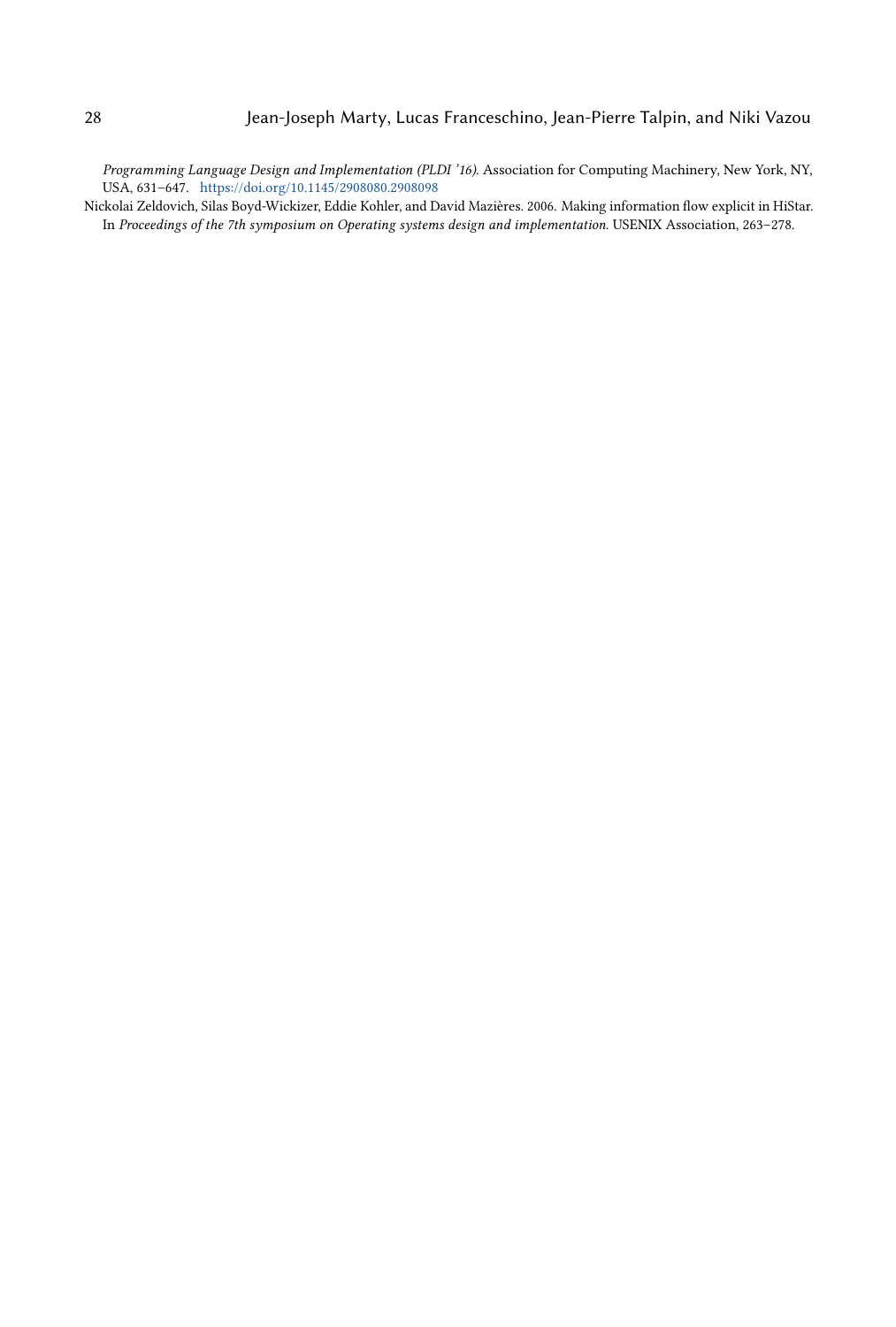*Programming Language Design and Implementation (PLDI '16)*. Association for Computing Machinery, New York, NY, USA, 631–647. https://doi.org/10.1145/2908080.2908098

Nickolai Zeldovich, Silas Boyd-Wickizer, Eddie Kohler, and David Mazières. 2006. Making information flow explicit in HiStar. In *Proceedings of the 7th symposium on Operating systems design and implementation*. USENIX Association, 263–278.